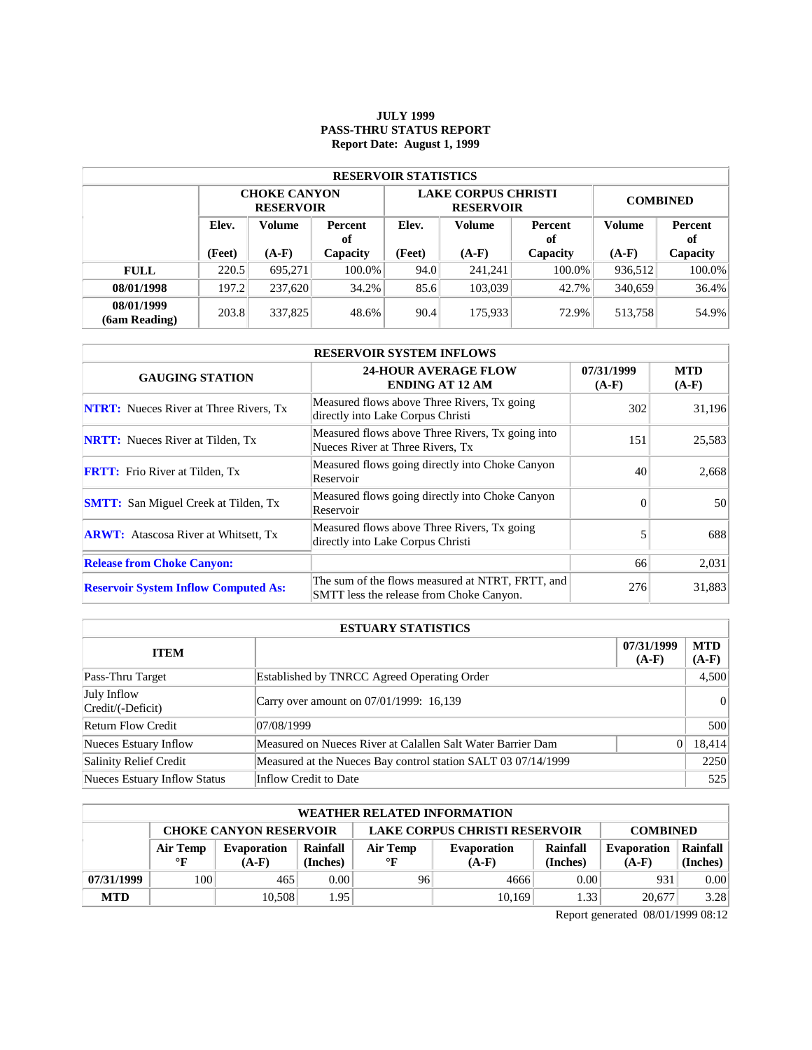# JULY 1999
# PASS-THRU STATUS REPORT
# Report Date: August 1, 1999

| RESERVOIR STATISTICS | | | | | | | | |
|---|---|---|---|---|---|---|---|---|
| | CHOKE CANYON RESERVOIR | | | LAKE CORPUS CHRISTI RESERVOIR | | | COMBINED | |
| | Elev. (Feet) | Volume (A-F) | Percent of Capacity | Elev. (Feet) | Volume (A-F) | Percent of Capacity | Volume (A-F) | Percent of Capacity |
| **FULL** | 220.5 | 695,271 | 100.0% | 94.0 | 241,241 | 100.0% | 936,512 | 100.0% |
| **08/01/1998** | 197.2 | 237,620 | 34.2% | 85.6 | 103,039 | 42.7% | 340,659 | 36.4% |
| **08/01/1999 (6am Reading)** | 203.8 | 337,825 | 48.6% | 90.4 | 175,933 | 72.9% | 513,758 | 54.9% |

| RESERVOIR SYSTEM INFLOWS | | | |
|---|---|---|---|
| **GAUGING STATION** | **24-HOUR AVERAGE FLOW ENDING AT 12 AM** | **07/31/1999 (A-F)** | **MTD (A-F)** |
| **NTRT:** Nueces River at Three Rivers, Tx | Measured flows above Three Rivers, Tx going directly into Lake Corpus Christi | 302 | 31,196 |
| **NRTT:** Nueces River at Tilden, Tx | Measured flows above Three Rivers, Tx going into Nueces River at Three Rivers, Tx | 151 | 25,583 |
| **FRTT:** Frio River at Tilden, Tx | Measured flows going directly into Choke Canyon Reservoir | 40 | 2,668 |
| **SMTT:** San Miguel Creek at Tilden, Tx | Measured flows going directly into Choke Canyon Reservoir | 0 | 50 |
| **ARWT:** Atascosa River at Whitsett, Tx | Measured flows above Three Rivers, Tx going directly into Lake Corpus Christi | 5 | 688 |
| **Release from Choke Canyon:** | | 66 | 2,031 |
| **Reservoir System Inflow Computed As:** | The sum of the flows measured at NTRT, FRTT, and SMTT less the release from Choke Canyon. | 276 | 31,883 |

| ESTUARY STATISTICS | | | |
|---|---|---|---|
| **ITEM** | | **07/31/1999 (A-F)** | **MTD (A-F)** |
| Pass-Thru Target | Established by TNRCC Agreed Operating Order | | 4,500 |
| July Inflow Credit/(-Deficit) | Carry over amount on 07/01/1999: 16,139 | | 0 |
| Return Flow Credit | 07/08/1999 | | 500 |
| Nueces Estuary Inflow | Measured on Nueces River at Calallen Salt Water Barrier Dam | 0 | 18,414 |
| Salinity Relief Credit | Measured at the Nueces Bay control station SALT 03 07/14/1999 | | 2250 |
| Nueces Estuary Inflow Status | Inflow Credit to Date | | 525 |

| WEATHER RELATED INFORMATION | | | | | | | | |
|---|---|---|---|---|---|---|---|---|
| | CHOKE CANYON RESERVOIR | | | LAKE CORPUS CHRISTI RESERVOIR | | | COMBINED | |
| | Air Temp °F | Evaporation (A-F) | Rainfall (Inches) | Air Temp °F | Evaporation (A-F) | Rainfall (Inches) | Evaporation (A-F) | Rainfall (Inches) |
| **07/31/1999** | 100 | 465 | 0.00 | 96 | 4666 | 0.00 | 931 | 0.00 |
| **MTD** | | 10,508 | 1.95 | | 10,169 | 1.33 | 20,677 | 3.28 |

Report generated 08/01/1999 08:12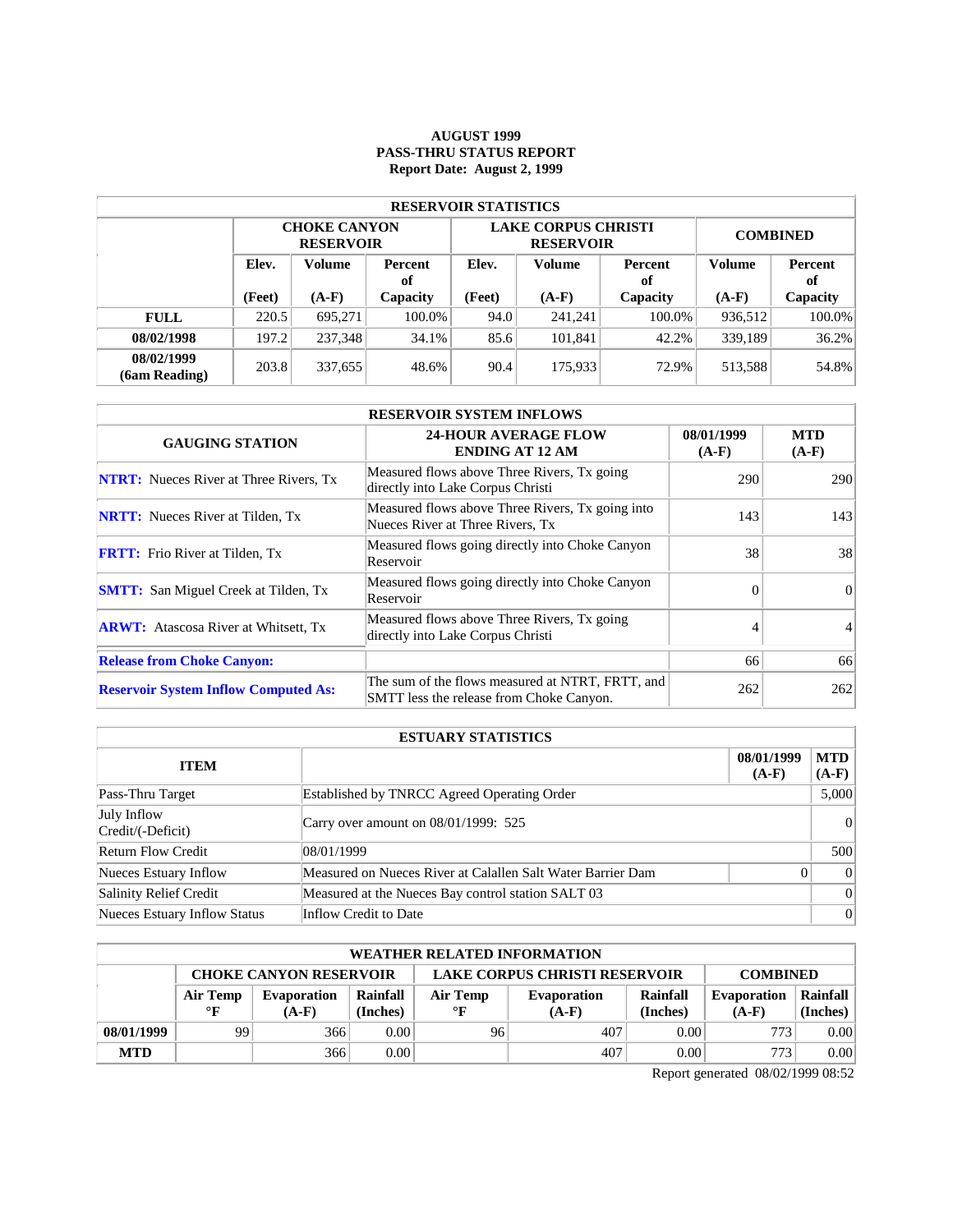**AUGUST 1999**
**PASS-THRU STATUS REPORT**
**Report Date: August 2, 1999**

| RESERVOIR STATISTICS | | | | | | | | |
|---|---|---|---|---|---|---|---|---|
| | CHOKE CANYON RESERVOIR | | | LAKE CORPUS CHRISTI RESERVOIR | | | COMBINED | |
| | Elev. (Feet) | Volume (A-F) | Percent of Capacity | Elev. (Feet) | Volume (A-F) | Percent of Capacity | Volume (A-F) | Percent of Capacity |
| **FULL** | 220.5 | 695,271 | 100.0% | 94.0 | 241,241 | 100.0% | 936,512 | 100.0% |
| **08/02/1998** | 197.2 | 237,348 | 34.1% | 85.6 | 101,841 | 42.2% | 339,189 | 36.2% |
| **08/02/1999 (6am Reading)** | 203.8 | 337,655 | 48.6% | 90.4 | 175,933 | 72.9% | 513,588 | 54.8% |

| RESERVOIR SYSTEM INFLOWS | | | |
|---|---|---|---|
| GAUGING STATION | 24-HOUR AVERAGE FLOW ENDING AT 12 AM | 08/01/1999 (A-F) | MTD (A-F) |
| **NTRT:** Nueces River at Three Rivers, Tx | Measured flows above Three Rivers, Tx going directly into Lake Corpus Christi | 290 | 290 |
| **NRTT:** Nueces River at Tilden, Tx | Measured flows above Three Rivers, Tx going into Nueces River at Three Rivers, Tx | 143 | 143 |
| **FRTT:** Frio River at Tilden, Tx | Measured flows going directly into Choke Canyon Reservoir | 38 | 38 |
| **SMTT:** San Miguel Creek at Tilden, Tx | Measured flows going directly into Choke Canyon Reservoir | 0 | 0 |
| **ARWT:** Atascosa River at Whitsett, Tx | Measured flows above Three Rivers, Tx going directly into Lake Corpus Christi | 4 | 4 |
| **Release from Choke Canyon:** | | 66 | 66 |
| **Reservoir System Inflow Computed As:** | The sum of the flows measured at NTRT, FRTT, and SMTT less the release from Choke Canyon. | 262 | 262 |

| ESTUARY STATISTICS | | | |
|---|---|---|---|
| ITEM | | 08/01/1999 (A-F) | MTD (A-F) |
| Pass-Thru Target | Established by TNRCC Agreed Operating Order | | 5,000 |
| July Inflow Credit/(-Deficit) | Carry over amount on 08/01/1999: 525 | | 0 |
| Return Flow Credit | 08/01/1999 | | 500 |
| Nueces Estuary Inflow | Measured on Nueces River at Calallen Salt Water Barrier Dam | 0 | 0 |
| Salinity Relief Credit | Measured at the Nueces Bay control station SALT 03 | | 0 |
| Nueces Estuary Inflow Status | Inflow Credit to Date | | 0 |

| WEATHER RELATED INFORMATION | | | | | | | | |
|---|---|---|---|---|---|---|---|---|
| | CHOKE CANYON RESERVOIR | | | LAKE CORPUS CHRISTI RESERVOIR | | | COMBINED | |
| | Air Temp °F | Evaporation (A-F) | Rainfall (Inches) | Air Temp °F | Evaporation (A-F) | Rainfall (Inches) | Evaporation (A-F) | Rainfall (Inches) |
| **08/01/1999** | 99 | 366 | 0.00 | 96 | 407 | 0.00 | 773 | 0.00 |
| **MTD** | | 366 | 0.00 | | 407 | 0.00 | 773 | 0.00 |

Report generated 08/02/1999 08:52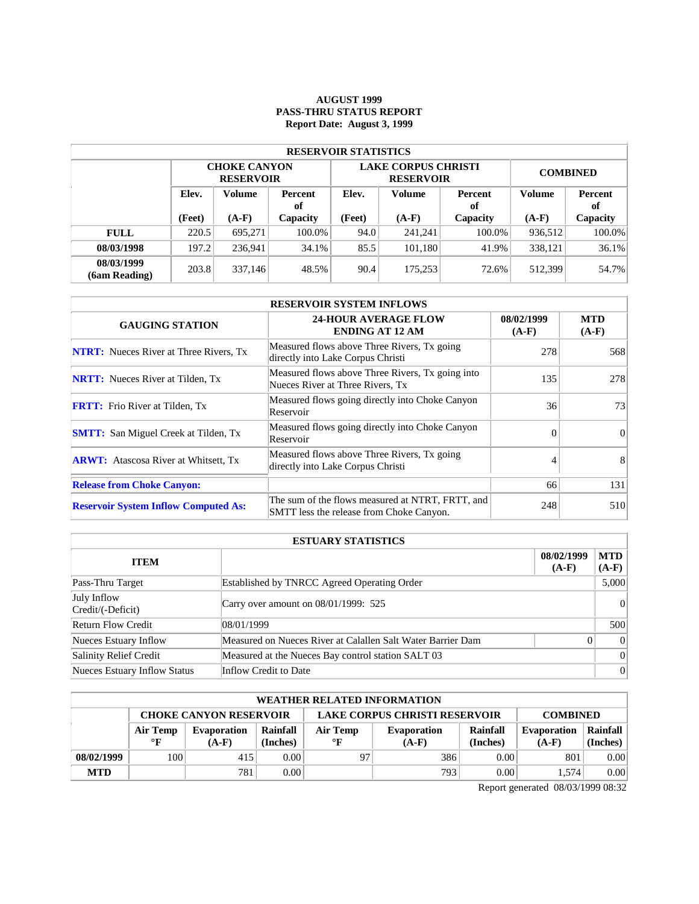**AUGUST 1999**
**PASS-THRU STATUS REPORT**
**Report Date: August 3, 1999**

| RESERVOIR STATISTICS | | | | | | | | |
|---|---|---|---|---|---|---|---|---|
| | CHOKE CANYON RESERVOIR | | | LAKE CORPUS CHRISTI RESERVOIR | | | COMBINED | |
| | Elev. (Feet) | Volume (A-F) | Percent of Capacity | Elev. (Feet) | Volume (A-F) | Percent of Capacity | Volume (A-F) | Percent of Capacity |
| **FULL** | 220.5 | 695,271 | 100.0% | 94.0 | 241,241 | 100.0% | 936,512 | 100.0% |
| **08/03/1998** | 197.2 | 236,941 | 34.1% | 85.5 | 101,180 | 41.9% | 338,121 | 36.1% |
| **08/03/1999 (6am Reading)** | 203.8 | 337,146 | 48.5% | 90.4 | 175,253 | 72.6% | 512,399 | 54.7% |

| RESERVOIR SYSTEM INFLOWS | | | |
|---|---|---|---|
| GAUGING STATION | 24-HOUR AVERAGE FLOW ENDING AT 12 AM | 08/02/1999 (A-F) | MTD (A-F) |
| **NTRT:** Nueces River at Three Rivers, Tx | Measured flows above Three Rivers, Tx going directly into Lake Corpus Christi | 278 | 568 |
| **NRTT:** Nueces River at Tilden, Tx | Measured flows above Three Rivers, Tx going into Nueces River at Three Rivers, Tx | 135 | 278 |
| **FRTT:** Frio River at Tilden, Tx | Measured flows going directly into Choke Canyon Reservoir | 36 | 73 |
| **SMTT:** San Miguel Creek at Tilden, Tx | Measured flows going directly into Choke Canyon Reservoir | 0 | 0 |
| **ARWT:** Atascosa River at Whitsett, Tx | Measured flows above Three Rivers, Tx going directly into Lake Corpus Christi | 4 | 8 |
| **Release from Choke Canyon:** | | 66 | 131 |
| **Reservoir System Inflow Computed As:** | The sum of the flows measured at NTRT, FRTT, and SMTT less the release from Choke Canyon. | 248 | 510 |

| ESTUARY STATISTICS | | | |
|---|---|---|---|
| ITEM | | 08/02/1999 (A-F) | MTD (A-F) |
| Pass-Thru Target | Established by TNRCC Agreed Operating Order | | 5,000 |
| July Inflow Credit/(-Deficit) | Carry over amount on 08/01/1999: 525 | | 0 |
| Return Flow Credit | 08/01/1999 | | 500 |
| Nueces Estuary Inflow | Measured on Nueces River at Calallen Salt Water Barrier Dam | 0 | 0 |
| Salinity Relief Credit | Measured at the Nueces Bay control station SALT 03 | | 0 |
| Nueces Estuary Inflow Status | Inflow Credit to Date | | 0 |

| WEATHER RELATED INFORMATION | | | | | | | | |
|---|---|---|---|---|---|---|---|---|
| | CHOKE CANYON RESERVOIR | | | LAKE CORPUS CHRISTI RESERVOIR | | | COMBINED | |
| | Air Temp °F | Evaporation (A-F) | Rainfall (Inches) | Air Temp °F | Evaporation (A-F) | Rainfall (Inches) | Evaporation (A-F) | Rainfall (Inches) |
| **08/02/1999** | 100 | 415 | 0.00 | 97 | 386 | 0.00 | 801 | 0.00 |
| **MTD** | | 781 | 0.00 | | 793 | 0.00 | 1,574 | 0.00 |

Report generated 08/03/1999 08:32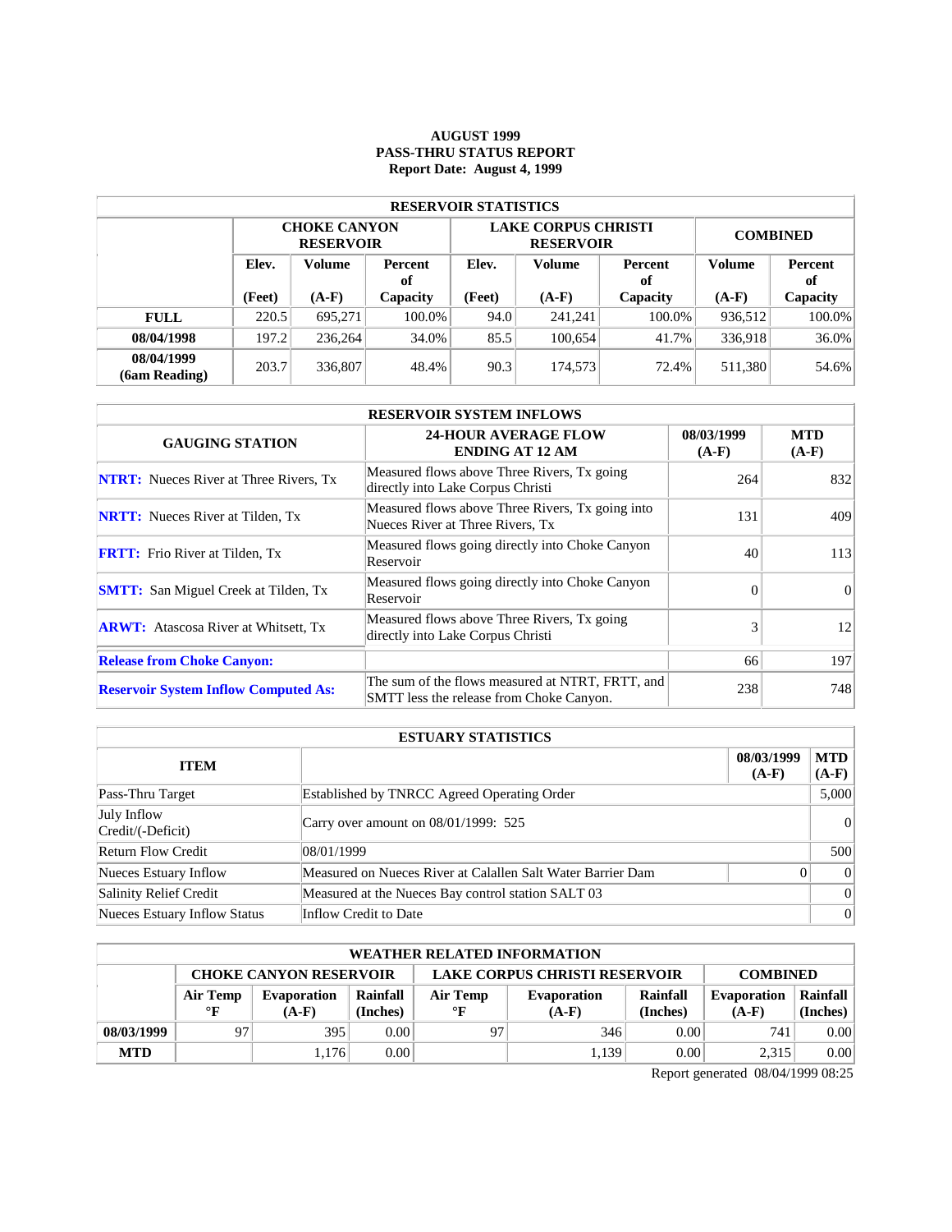**AUGUST 1999**
**PASS-THRU STATUS REPORT**
**Report Date: August 4, 1999**

| RESERVOIR STATISTICS | | | | | | | | |
|---|---|---|---|---|---|---|---|---|
| | CHOKE CANYON RESERVOIR | | | LAKE CORPUS CHRISTI RESERVOIR | | | COMBINED | |
| | Elev. (Feet) | Volume (A-F) | Percent of Capacity | Elev. (Feet) | Volume (A-F) | Percent of Capacity | Volume (A-F) | Percent of Capacity |
| **FULL** | 220.5 | 695,271 | 100.0% | 94.0 | 241,241 | 100.0% | 936,512 | 100.0% |
| **08/04/1998** | 197.2 | 236,264 | 34.0% | 85.5 | 100,654 | 41.7% | 336,918 | 36.0% |
| **08/04/1999 (6am Reading)** | 203.7 | 336,807 | 48.4% | 90.3 | 174,573 | 72.4% | 511,380 | 54.6% |

| RESERVOIR SYSTEM INFLOWS | | | |
|---|---|---|---|
| **GAUGING STATION** | **24-HOUR AVERAGE FLOW ENDING AT 12 AM** | **08/03/1999 (A-F)** | **MTD (A-F)** |
| **NTRT:** Nueces River at Three Rivers, Tx | Measured flows above Three Rivers, Tx going directly into Lake Corpus Christi | 264 | 832 |
| **NRTT:** Nueces River at Tilden, Tx | Measured flows above Three Rivers, Tx going into Nueces River at Three Rivers, Tx | 131 | 409 |
| **FRTT:** Frio River at Tilden, Tx | Measured flows going directly into Choke Canyon Reservoir | 40 | 113 |
| **SMTT:** San Miguel Creek at Tilden, Tx | Measured flows going directly into Choke Canyon Reservoir | 0 | 0 |
| **ARWT:** Atascosa River at Whitsett, Tx | Measured flows above Three Rivers, Tx going directly into Lake Corpus Christi | 3 | 12 |
| **Release from Choke Canyon:** | | 66 | 197 |
| **Reservoir System Inflow Computed As:** | The sum of the flows measured at NTRT, FRTT, and SMTT less the release from Choke Canyon. | 238 | 748 |

| ESTUARY STATISTICS | | | |
|---|---|---|---|
| **ITEM** | | **08/03/1999 (A-F)** | **MTD (A-F)** |
| Pass-Thru Target | Established by TNRCC Agreed Operating Order | | 5,000 |
| July Inflow Credit/(-Deficit) | Carry over amount on 08/01/1999: 525 | | 0 |
| Return Flow Credit | 08/01/1999 | | 500 |
| Nueces Estuary Inflow | Measured on Nueces River at Calallen Salt Water Barrier Dam | 0 | 0 |
| Salinity Relief Credit | Measured at the Nueces Bay control station SALT 03 | | 0 |
| Nueces Estuary Inflow Status | Inflow Credit to Date | | 0 |

| WEATHER RELATED INFORMATION | | | | | | | | |
|---|---|---|---|---|---|---|---|---|
| | CHOKE CANYON RESERVOIR | | | LAKE CORPUS CHRISTI RESERVOIR | | | COMBINED | |
| | Air Temp °F | Evaporation (A-F) | Rainfall (Inches) | Air Temp °F | Evaporation (A-F) | Rainfall (Inches) | Evaporation (A-F) | Rainfall (Inches) |
| **08/03/1999** | 97 | 395 | 0.00 | 97 | 346 | 0.00 | 741 | 0.00 |
| **MTD** | | 1,176 | 0.00 | | 1,139 | 0.00 | 2,315 | 0.00 |

Report generated 08/04/1999 08:25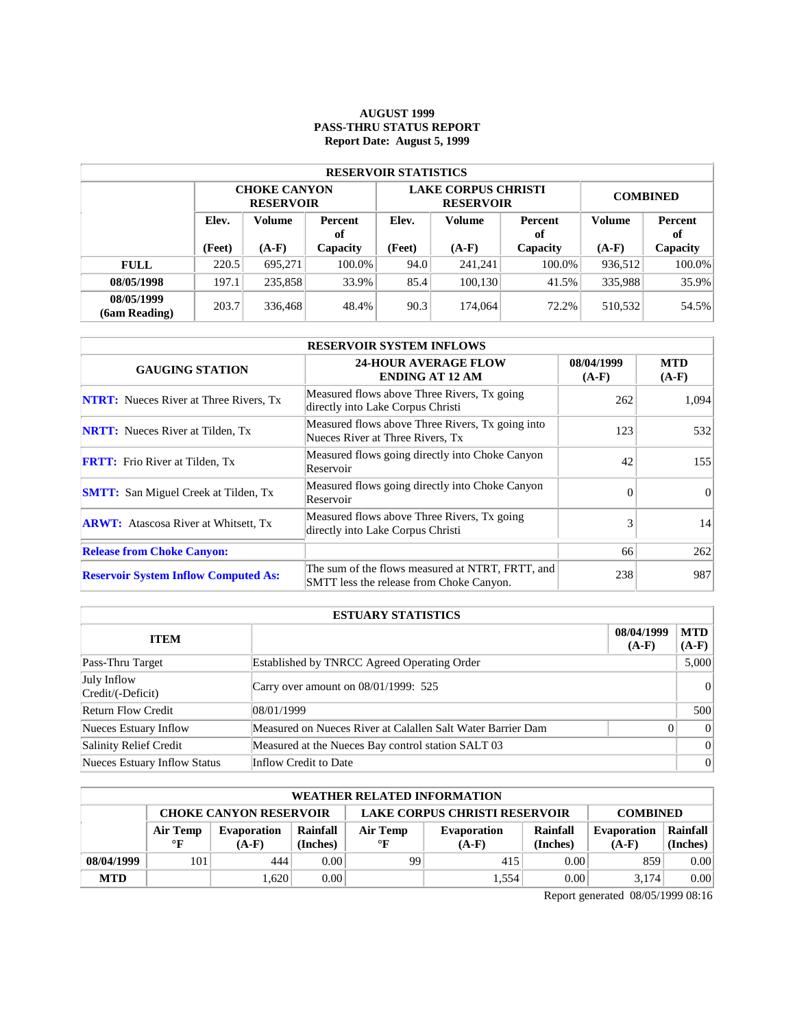**AUGUST 1999**
**PASS-THRU STATUS REPORT**
**Report Date: August 5, 1999**

| RESERVOIR STATISTICS | | | | | | | | |
|---|---|---|---|---|---|---|---|---|
| | CHOKE CANYON RESERVOIR | | | LAKE CORPUS CHRISTI RESERVOIR | | | COMBINED | |
| | Elev. (Feet) | Volume (A-F) | Percent of Capacity | Elev. (Feet) | Volume (A-F) | Percent of Capacity | Volume (A-F) | Percent of Capacity |
| FULL | 220.5 | 695,271 | 100.0% | 94.0 | 241,241 | 100.0% | 936,512 | 100.0% |
| 08/05/1998 | 197.1 | 235,858 | 33.9% | 85.4 | 100,130 | 41.5% | 335,988 | 35.9% |
| 08/05/1999 (6am Reading) | 203.7 | 336,468 | 48.4% | 90.3 | 174,064 | 72.2% | 510,532 | 54.5% |

| RESERVOIR SYSTEM INFLOWS | | | |
|---|---|---|---|
| GAUGING STATION | 24-HOUR AVERAGE FLOW ENDING AT 12 AM | 08/04/1999 (A-F) | MTD (A-F) |
| NTRT: Nueces River at Three Rivers, Tx | Measured flows above Three Rivers, Tx going directly into Lake Corpus Christi | 262 | 1,094 |
| NRTT: Nueces River at Tilden, Tx | Measured flows above Three Rivers, Tx going into Nueces River at Three Rivers, Tx | 123 | 532 |
| FRTT: Frio River at Tilden, Tx | Measured flows going directly into Choke Canyon Reservoir | 42 | 155 |
| SMTT: San Miguel Creek at Tilden, Tx | Measured flows going directly into Choke Canyon Reservoir | 0 | 0 |
| ARWT: Atascosa River at Whitsett, Tx | Measured flows above Three Rivers, Tx going directly into Lake Corpus Christi | 3 | 14 |
| Release from Choke Canyon: | | 66 | 262 |
| Reservoir System Inflow Computed As: | The sum of the flows measured at NTRT, FRTT, and SMTT less the release from Choke Canyon. | 238 | 987 |

| ESTUARY STATISTICS | | | |
|---|---|---|---|
| ITEM | | 08/04/1999 (A-F) | MTD (A-F) |
| Pass-Thru Target | Established by TNRCC Agreed Operating Order | | 5,000 |
| July Inflow Credit/(-Deficit) | Carry over amount on 08/01/1999: 525 | | 0 |
| Return Flow Credit | 08/01/1999 | | 500 |
| Nueces Estuary Inflow | Measured on Nueces River at Calallen Salt Water Barrier Dam | 0 | 0 |
| Salinity Relief Credit | Measured at the Nueces Bay control station SALT 03 | | 0 |
| Nueces Estuary Inflow Status | Inflow Credit to Date | | 0 |

| WEATHER RELATED INFORMATION | | | | | | | | |
|---|---|---|---|---|---|---|---|---|
| | CHOKE CANYON RESERVOIR | | | LAKE CORPUS CHRISTI RESERVOIR | | | COMBINED | |
| | Air Temp °F | Evaporation (A-F) | Rainfall (Inches) | Air Temp °F | Evaporation (A-F) | Rainfall (Inches) | Evaporation (A-F) | Rainfall (Inches) |
| 08/04/1999 | 101 | 444 | 0.00 | 99 | 415 | 0.00 | 859 | 0.00 |
| MTD | | 1,620 | 0.00 | | 1,554 | 0.00 | 3,174 | 0.00 |

Report generated 08/05/1999 08:16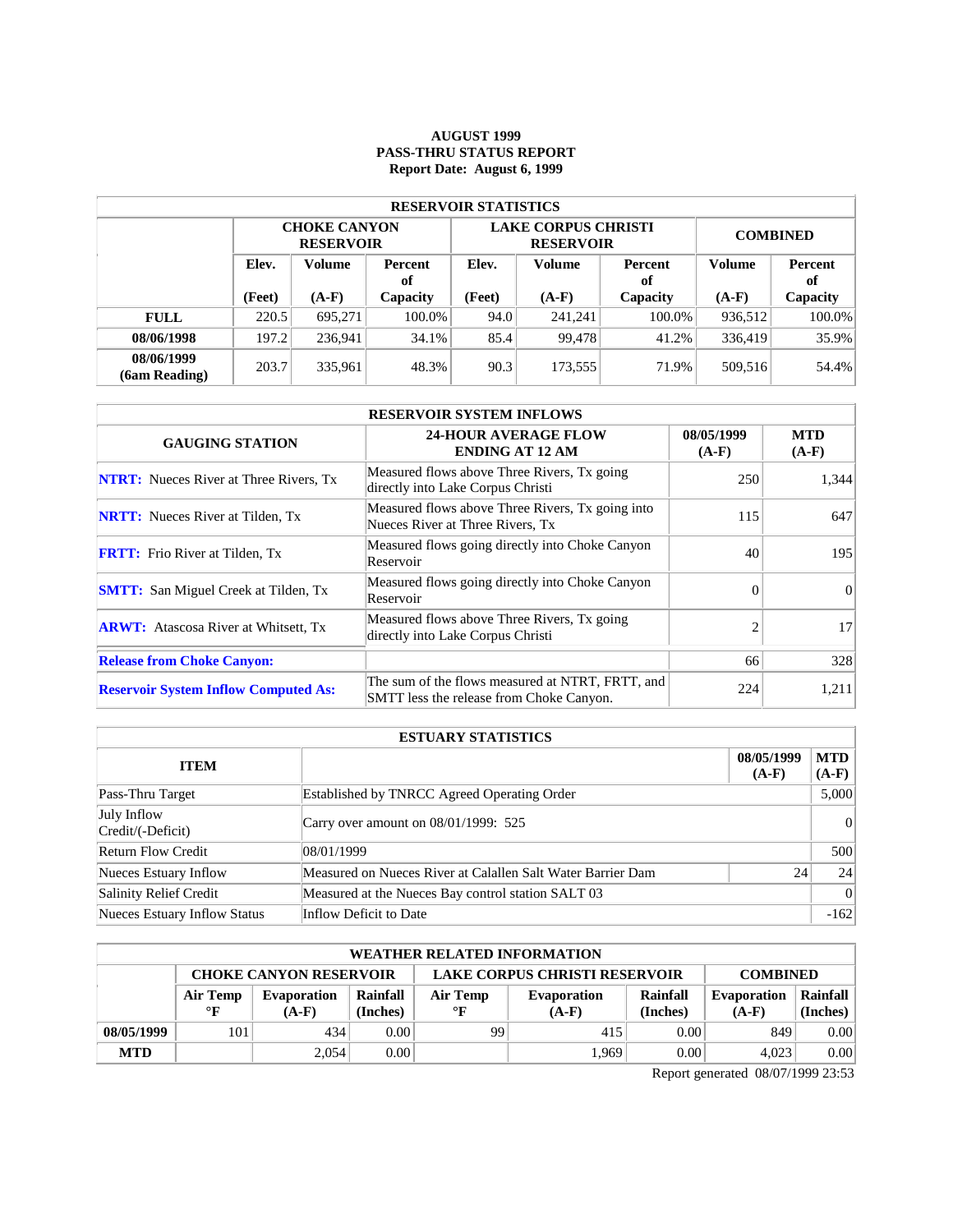**AUGUST 1999**
**PASS-THRU STATUS REPORT**
**Report Date: August 6, 1999**

| RESERVOIR STATISTICS | | | | | | | | |
|---|---|---|---|---|---|---|---|---|
| | CHOKE CANYON RESERVOIR | | | LAKE CORPUS CHRISTI RESERVOIR | | | COMBINED | |
| | Elev. (Feet) | Volume (A-F) | Percent of Capacity | Elev. (Feet) | Volume (A-F) | Percent of Capacity | Volume (A-F) | Percent of Capacity |
| **FULL** | 220.5 | 695,271 | 100.0% | 94.0 | 241,241 | 100.0% | 936,512 | 100.0% |
| **08/06/1998** | 197.2 | 236,941 | 34.1% | 85.4 | 99,478 | 41.2% | 336,419 | 35.9% |
| **08/06/1999 (6am Reading)** | 203.7 | 335,961 | 48.3% | 90.3 | 173,555 | 71.9% | 509,516 | 54.4% |

| RESERVOIR SYSTEM INFLOWS | | | |
|---|---|---|---|
| GAUGING STATION | 24-HOUR AVERAGE FLOW ENDING AT 12 AM | 08/05/1999 (A-F) | MTD (A-F) |
| **NTRT:** Nueces River at Three Rivers, Tx | Measured flows above Three Rivers, Tx going directly into Lake Corpus Christi | 250 | 1,344 |
| **NRTT:** Nueces River at Tilden, Tx | Measured flows above Three Rivers, Tx going into Nueces River at Three Rivers, Tx | 115 | 647 |
| **FRTT:** Frio River at Tilden, Tx | Measured flows going directly into Choke Canyon Reservoir | 40 | 195 |
| **SMTT:** San Miguel Creek at Tilden, Tx | Measured flows going directly into Choke Canyon Reservoir | 0 | 0 |
| **ARWT:** Atascosa River at Whitsett, Tx | Measured flows above Three Rivers, Tx going directly into Lake Corpus Christi | 2 | 17 |
| **Release from Choke Canyon:** | | 66 | 328 |
| **Reservoir System Inflow Computed As:** | The sum of the flows measured at NTRT, FRTT, and SMTT less the release from Choke Canyon. | 224 | 1,211 |

| ESTUARY STATISTICS | | | |
|---|---|---|---|
| ITEM | | 08/05/1999 (A-F) | MTD (A-F) |
| Pass-Thru Target | Established by TNRCC Agreed Operating Order | | 5,000 |
| July Inflow Credit/(-Deficit) | Carry over amount on 08/01/1999: 525 | | 0 |
| Return Flow Credit | 08/01/1999 | | 500 |
| Nueces Estuary Inflow | Measured on Nueces River at Calallen Salt Water Barrier Dam | 24 | 24 |
| Salinity Relief Credit | Measured at the Nueces Bay control station SALT 03 | | 0 |
| Nueces Estuary Inflow Status | Inflow Deficit to Date | | -162 |

| WEATHER RELATED INFORMATION | | | | | | | | |
|---|---|---|---|---|---|---|---|---|
| | CHOKE CANYON RESERVOIR | | | LAKE CORPUS CHRISTI RESERVOIR | | | COMBINED | |
| | Air Temp °F | Evaporation (A-F) | Rainfall (Inches) | Air Temp °F | Evaporation (A-F) | Rainfall (Inches) | Evaporation (A-F) | Rainfall (Inches) |
| **08/05/1999** | 101 | 434 | 0.00 | 99 | 415 | 0.00 | 849 | 0.00 |
| **MTD** | | 2,054 | 0.00 | | 1,969 | 0.00 | 4,023 | 0.00 |

Report generated 08/07/1999 23:53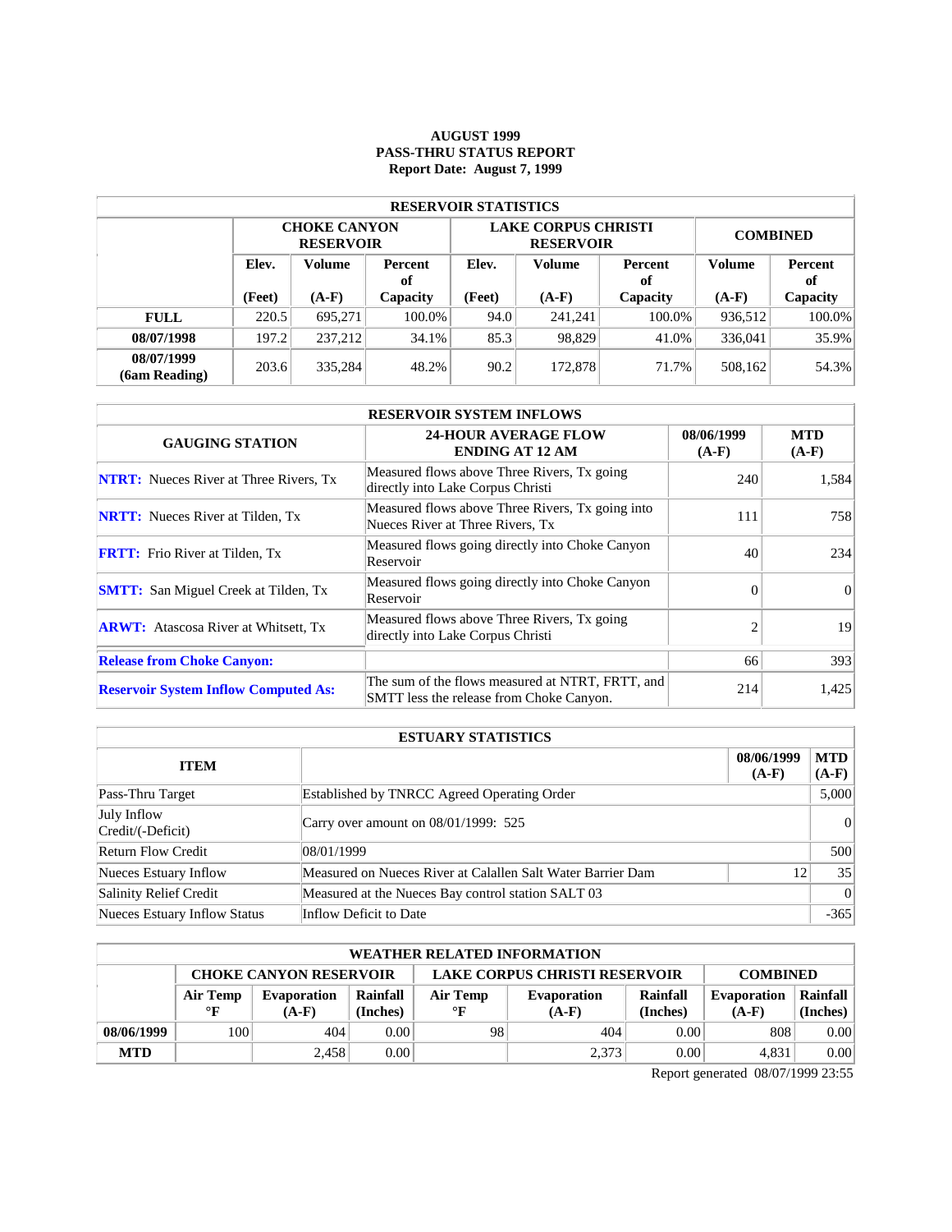**AUGUST 1999**
**PASS-THRU STATUS REPORT**
**Report Date: August 7, 1999**

| RESERVOIR STATISTICS | | | | | | | | |
|---|---|---|---|---|---|---|---|---|
| | CHOKE CANYON RESERVOIR | | | LAKE CORPUS CHRISTI RESERVOIR | | | COMBINED | |
| | Elev. (Feet) | Volume (A-F) | Percent of Capacity | Elev. (Feet) | Volume (A-F) | Percent of Capacity | Volume (A-F) | Percent of Capacity |
| FULL | 220.5 | 695,271 | 100.0% | 94.0 | 241,241 | 100.0% | 936,512 | 100.0% |
| 08/07/1998 | 197.2 | 237,212 | 34.1% | 85.3 | 98,829 | 41.0% | 336,041 | 35.9% |
| 08/07/1999 (6am Reading) | 203.6 | 335,284 | 48.2% | 90.2 | 172,878 | 71.7% | 508,162 | 54.3% |

| RESERVOIR SYSTEM INFLOWS | | | |
|---|---|---|---|
| GAUGING STATION | 24-HOUR AVERAGE FLOW ENDING AT 12 AM | 08/06/1999 (A-F) | MTD (A-F) |
| NTRT: Nueces River at Three Rivers, Tx | Measured flows above Three Rivers, Tx going directly into Lake Corpus Christi | 240 | 1,584 |
| NRTT: Nueces River at Tilden, Tx | Measured flows above Three Rivers, Tx going into Nueces River at Three Rivers, Tx | 111 | 758 |
| FRTT: Frio River at Tilden, Tx | Measured flows going directly into Choke Canyon Reservoir | 40 | 234 |
| SMTT: San Miguel Creek at Tilden, Tx | Measured flows going directly into Choke Canyon Reservoir | 0 | 0 |
| ARWT: Atascosa River at Whitsett, Tx | Measured flows above Three Rivers, Tx going directly into Lake Corpus Christi | 2 | 19 |
| Release from Choke Canyon: | | 66 | 393 |
| Reservoir System Inflow Computed As: | The sum of the flows measured at NTRT, FRTT, and SMTT less the release from Choke Canyon. | 214 | 1,425 |

| ESTUARY STATISTICS | | | |
|---|---|---|---|
| ITEM | | 08/06/1999 (A-F) | MTD (A-F) |
| Pass-Thru Target | Established by TNRCC Agreed Operating Order | | 5,000 |
| July Inflow Credit/(-Deficit) | Carry over amount on 08/01/1999: 525 | | 0 |
| Return Flow Credit | 08/01/1999 | | 500 |
| Nueces Estuary Inflow | Measured on Nueces River at Calallen Salt Water Barrier Dam | 12 | 35 |
| Salinity Relief Credit | Measured at the Nueces Bay control station SALT 03 | | 0 |
| Nueces Estuary Inflow Status | Inflow Deficit to Date | | -365 |

| WEATHER RELATED INFORMATION | | | | | | | | |
|---|---|---|---|---|---|---|---|---|
| | CHOKE CANYON RESERVOIR | | | LAKE CORPUS CHRISTI RESERVOIR | | | COMBINED | |
| | Air Temp °F | Evaporation (A-F) | Rainfall (Inches) | Air Temp °F | Evaporation (A-F) | Rainfall (Inches) | Evaporation (A-F) | Rainfall (Inches) |
| 08/06/1999 | 100 | 404 | 0.00 | 98 | 404 | 0.00 | 808 | 0.00 |
| MTD | | 2,458 | 0.00 | | 2,373 | 0.00 | 4,831 | 0.00 |

Report generated 08/07/1999 23:55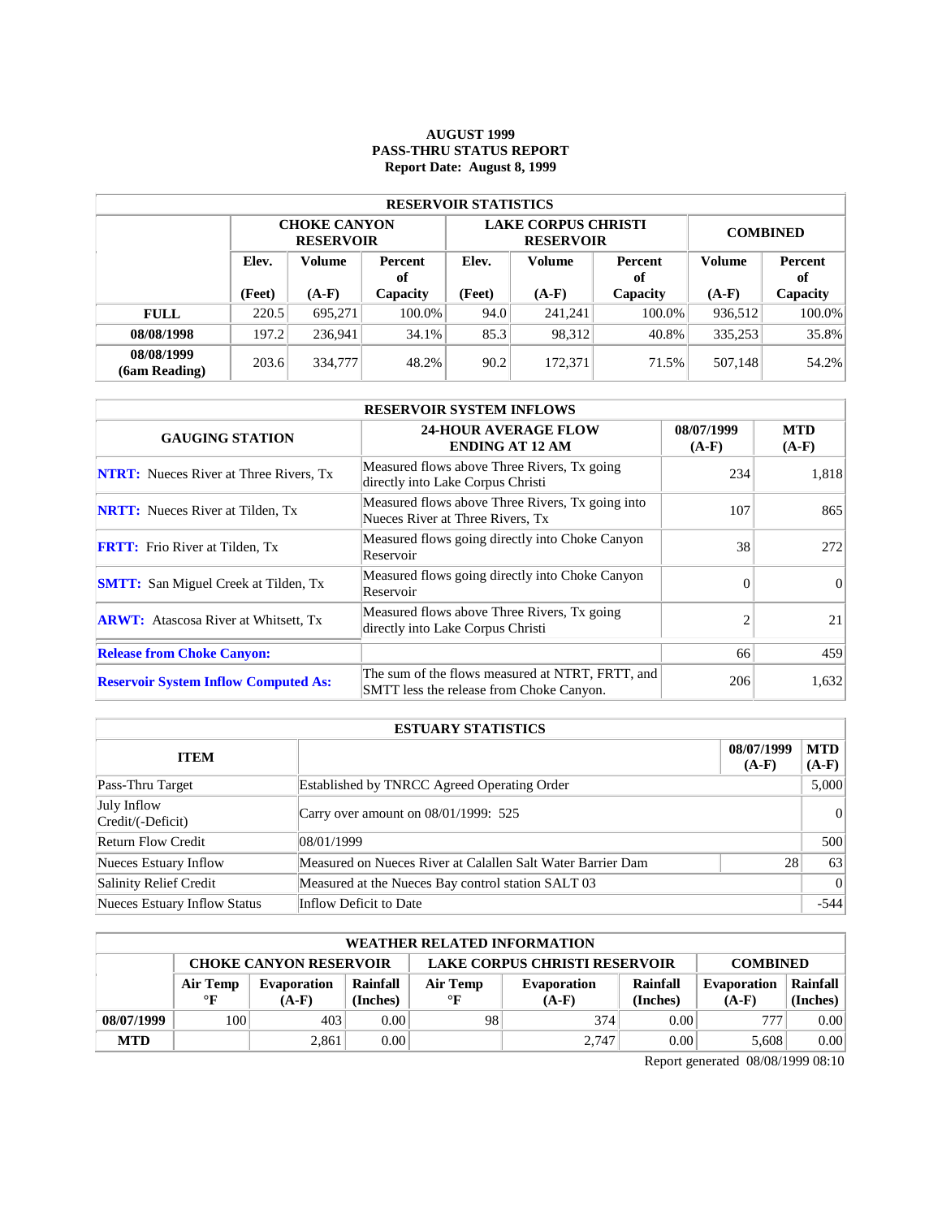# AUGUST 1999
# PASS-THRU STATUS REPORT
**Report Date: August 8, 1999**

| RESERVOIR STATISTICS | | | | | | | | |
|---|---|---|---|---|---|---|---|---|
| | CHOKE CANYON RESERVOIR | | | LAKE CORPUS CHRISTI RESERVOIR | | | COMBINED | |
| | Elev. (Feet) | Volume (A-F) | Percent of Capacity | Elev. (Feet) | Volume (A-F) | Percent of Capacity | Volume (A-F) | Percent of Capacity |
| **FULL** | 220.5 | 695,271 | 100.0% | 94.0 | 241,241 | 100.0% | 936,512 | 100.0% |
| **08/08/1998** | 197.2 | 236,941 | 34.1% | 85.3 | 98,312 | 40.8% | 335,253 | 35.8% |
| **08/08/1999 (6am Reading)** | 203.6 | 334,777 | 48.2% | 90.2 | 172,371 | 71.5% | 507,148 | 54.2% |

| RESERVOIR SYSTEM INFLOWS | | | |
|---|---|---|---|
| GAUGING STATION | 24-HOUR AVERAGE FLOW ENDING AT 12 AM | 08/07/1999 (A-F) | MTD (A-F) |
| **NTRT:** Nueces River at Three Rivers, Tx | Measured flows above Three Rivers, Tx going directly into Lake Corpus Christi | 234 | 1,818 |
| **NRTT:** Nueces River at Tilden, Tx | Measured flows above Three Rivers, Tx going into Nueces River at Three Rivers, Tx | 107 | 865 |
| **FRTT:** Frio River at Tilden, Tx | Measured flows going directly into Choke Canyon Reservoir | 38 | 272 |
| **SMTT:** San Miguel Creek at Tilden, Tx | Measured flows going directly into Choke Canyon Reservoir | 0 | 0 |
| **ARWT:** Atascosa River at Whitsett, Tx | Measured flows above Three Rivers, Tx going directly into Lake Corpus Christi | 2 | 21 |
| **Release from Choke Canyon:** | | 66 | 459 |
| **Reservoir System Inflow Computed As:** | The sum of the flows measured at NTRT, FRTT, and SMTT less the release from Choke Canyon. | 206 | 1,632 |

| ESTUARY STATISTICS | | | |
|---|---|---|---|
| ITEM | | 08/07/1999 (A-F) | MTD (A-F) |
| Pass-Thru Target | Established by TNRCC Agreed Operating Order | | 5,000 |
| July Inflow Credit/(-Deficit) | Carry over amount on 08/01/1999: 525 | | 0 |
| Return Flow Credit | 08/01/1999 | | 500 |
| Nueces Estuary Inflow | Measured on Nueces River at Calallen Salt Water Barrier Dam | 28 | 63 |
| Salinity Relief Credit | Measured at the Nueces Bay control station SALT 03 | | 0 |
| Nueces Estuary Inflow Status | Inflow Deficit to Date | | -544 |

| WEATHER RELATED INFORMATION | | | | | | | | |
|---|---|---|---|---|---|---|---|---|
| | CHOKE CANYON RESERVOIR | | | LAKE CORPUS CHRISTI RESERVOIR | | | COMBINED | |
| | Air Temp °F | Evaporation (A-F) | Rainfall (Inches) | Air Temp °F | Evaporation (A-F) | Rainfall (Inches) | Evaporation (A-F) | Rainfall (Inches) |
| **08/07/1999** | 100 | 403 | 0.00 | 98 | 374 | 0.00 | 777 | 0.00 |
| **MTD** | | 2,861 | 0.00 | | 2,747 | 0.00 | 5,608 | 0.00 |

Report generated 08/08/1999 08:10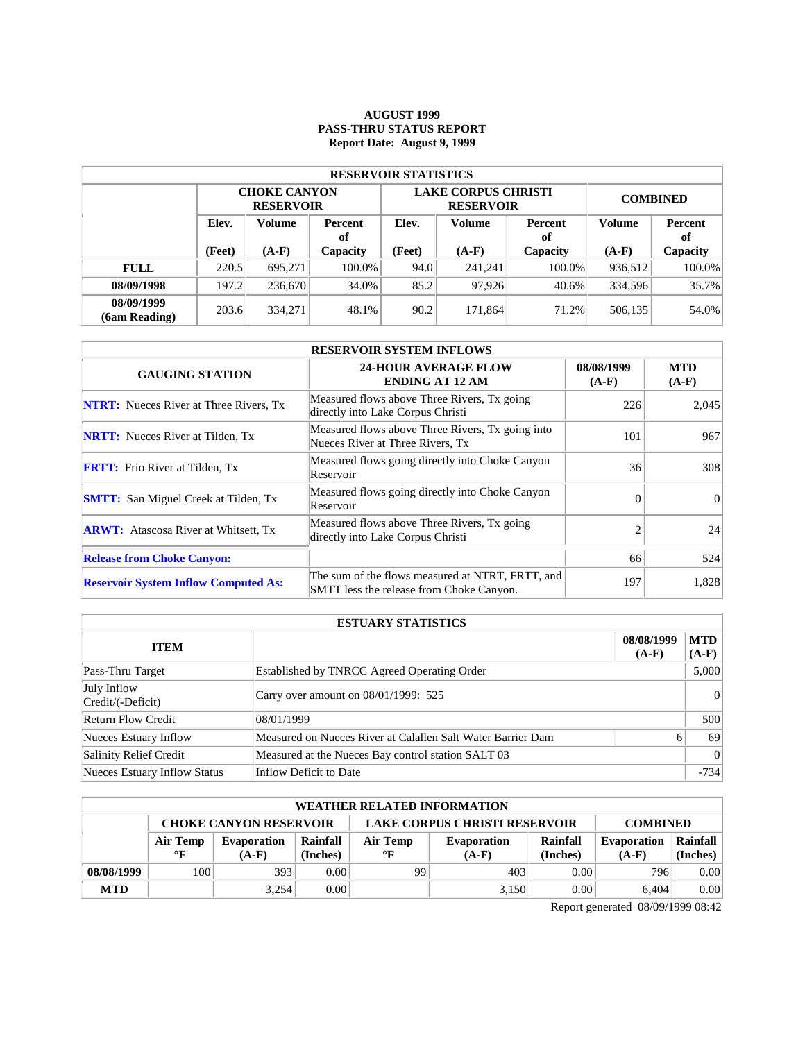# AUGUST 1999
# PASS-THRU STATUS REPORT
### Report Date: August 9, 1999

| RESERVOIR STATISTICS | | | | | | | | |
|---|---|---|---|---|---|---|---|---|
| | CHOKE CANYON RESERVOIR | | | LAKE CORPUS CHRISTI RESERVOIR | | | COMBINED | |
| | Elev. (Feet) | Volume (A-F) | Percent of Capacity | Elev. (Feet) | Volume (A-F) | Percent of Capacity | Volume (A-F) | Percent of Capacity |
| **FULL** | 220.5 | 695,271 | 100.0% | 94.0 | 241,241 | 100.0% | 936,512 | 100.0% |
| **08/09/1998** | 197.2 | 236,670 | 34.0% | 85.2 | 97,926 | 40.6% | 334,596 | 35.7% |
| **08/09/1999 (6am Reading)** | 203.6 | 334,271 | 48.1% | 90.2 | 171,864 | 71.2% | 506,135 | 54.0% |

| RESERVOIR SYSTEM INFLOWS | | | |
|---|---|---|---|
| GAUGING STATION | 24-HOUR AVERAGE FLOW ENDING AT 12 AM | 08/08/1999 (A-F) | MTD (A-F) |
| **NTRT:** Nueces River at Three Rivers, Tx | Measured flows above Three Rivers, Tx going directly into Lake Corpus Christi | 226 | 2,045 |
| **NRTT:** Nueces River at Tilden, Tx | Measured flows above Three Rivers, Tx going into Nueces River at Three Rivers, Tx | 101 | 967 |
| **FRTT:** Frio River at Tilden, Tx | Measured flows going directly into Choke Canyon Reservoir | 36 | 308 |
| **SMTT:** San Miguel Creek at Tilden, Tx | Measured flows going directly into Choke Canyon Reservoir | 0 | 0 |
| **ARWT:** Atascosa River at Whitsett, Tx | Measured flows above Three Rivers, Tx going directly into Lake Corpus Christi | 2 | 24 |
| **Release from Choke Canyon:** | | 66 | 524 |
| **Reservoir System Inflow Computed As:** | The sum of the flows measured at NTRT, FRTT, and SMTT less the release from Choke Canyon. | 197 | 1,828 |

| ESTUARY STATISTICS | | | |
|---|---|---|---|
| ITEM | | 08/08/1999 (A-F) | MTD (A-F) |
| Pass-Thru Target | Established by TNRCC Agreed Operating Order | | 5,000 |
| July Inflow Credit/(-Deficit) | Carry over amount on 08/01/1999: 525 | | 0 |
| Return Flow Credit | 08/01/1999 | | 500 |
| Nueces Estuary Inflow | Measured on Nueces River at Calallen Salt Water Barrier Dam | 6 | 69 |
| Salinity Relief Credit | Measured at the Nueces Bay control station SALT 03 | | 0 |
| Nueces Estuary Inflow Status | Inflow Deficit to Date | | -734 |

| WEATHER RELATED INFORMATION | | | | | | | | |
|---|---|---|---|---|---|---|---|---|
| | CHOKE CANYON RESERVOIR | | | LAKE CORPUS CHRISTI RESERVOIR | | | COMBINED | |
| | Air Temp °F | Evaporation (A-F) | Rainfall (Inches) | Air Temp °F | Evaporation (A-F) | Rainfall (Inches) | Evaporation (A-F) | Rainfall (Inches) |
| **08/08/1999** | 100 | 393 | 0.00 | 99 | 403 | 0.00 | 796 | 0.00 |
| **MTD** | | 3,254 | 0.00 | | 3,150 | 0.00 | 6,404 | 0.00 |

Report generated 08/09/1999 08:42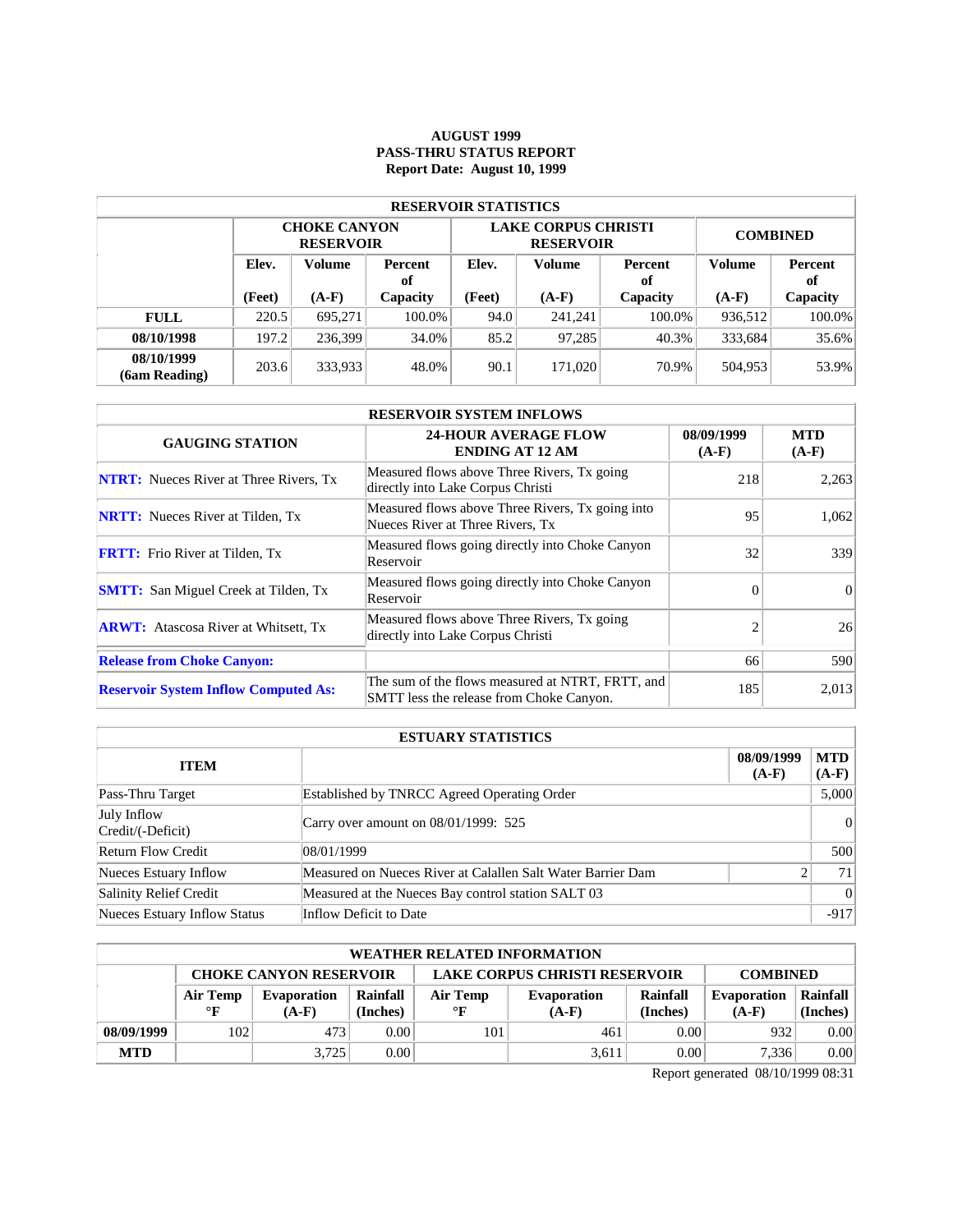# AUGUST 1999
# PASS-THRU STATUS REPORT
# Report Date: August 10, 1999

| RESERVOIR STATISTICS | | | | | | | | |
|---|---|---|---|---|---|---|---|---|
| | CHOKE CANYON RESERVOIR | | | LAKE CORPUS CHRISTI RESERVOIR | | | COMBINED | |
| | Elev. (Feet) | Volume (A-F) | Percent of Capacity | Elev. (Feet) | Volume (A-F) | Percent of Capacity | Volume (A-F) | Percent of Capacity |
| FULL | 220.5 | 695,271 | 100.0% | 94.0 | 241,241 | 100.0% | 936,512 | 100.0% |
| 08/10/1998 | 197.2 | 236,399 | 34.0% | 85.2 | 97,285 | 40.3% | 333,684 | 35.6% |
| 08/10/1999 (6am Reading) | 203.6 | 333,933 | 48.0% | 90.1 | 171,020 | 70.9% | 504,953 | 53.9% |

| RESERVOIR SYSTEM INFLOWS | | | |
|---|---|---|---|
| GAUGING STATION | 24-HOUR AVERAGE FLOW ENDING AT 12 AM | 08/09/1999 (A-F) | MTD (A-F) |
| NTRT: Nueces River at Three Rivers, Tx | Measured flows above Three Rivers, Tx going directly into Lake Corpus Christi | 218 | 2,263 |
| NRTT: Nueces River at Tilden, Tx | Measured flows above Three Rivers, Tx going into Nueces River at Three Rivers, Tx | 95 | 1,062 |
| FRTT: Frio River at Tilden, Tx | Measured flows going directly into Choke Canyon Reservoir | 32 | 339 |
| SMTT: San Miguel Creek at Tilden, Tx | Measured flows going directly into Choke Canyon Reservoir | 0 | 0 |
| ARWT: Atascosa River at Whitsett, Tx | Measured flows above Three Rivers, Tx going directly into Lake Corpus Christi | 2 | 26 |
| Release from Choke Canyon: | | 66 | 590 |
| Reservoir System Inflow Computed As: | The sum of the flows measured at NTRT, FRTT, and SMTT less the release from Choke Canyon. | 185 | 2,013 |

| ESTUARY STATISTICS | | | |
|---|---|---|---|
| ITEM | | 08/09/1999 (A-F) | MTD (A-F) |
| Pass-Thru Target | Established by TNRCC Agreed Operating Order | | 5,000 |
| July Inflow Credit/(-Deficit) | Carry over amount on 08/01/1999: 525 | | 0 |
| Return Flow Credit | 08/01/1999 | | 500 |
| Nueces Estuary Inflow | Measured on Nueces River at Calallen Salt Water Barrier Dam | 2 | 71 |
| Salinity Relief Credit | Measured at the Nueces Bay control station SALT 03 | | 0 |
| Nueces Estuary Inflow Status | Inflow Deficit to Date | | -917 |

| WEATHER RELATED INFORMATION | | | | | | | | |
|---|---|---|---|---|---|---|---|---|
| | CHOKE CANYON RESERVOIR | | | LAKE CORPUS CHRISTI RESERVOIR | | | COMBINED | |
| | Air Temp °F | Evaporation (A-F) | Rainfall (Inches) | Air Temp °F | Evaporation (A-F) | Rainfall (Inches) | Evaporation (A-F) | Rainfall (Inches) |
| 08/09/1999 | 102 | 473 | 0.00 | 101 | 461 | 0.00 | 932 | 0.00 |
| MTD | | 3,725 | 0.00 | | 3,611 | 0.00 | 7,336 | 0.00 |

Report generated 08/10/1999 08:31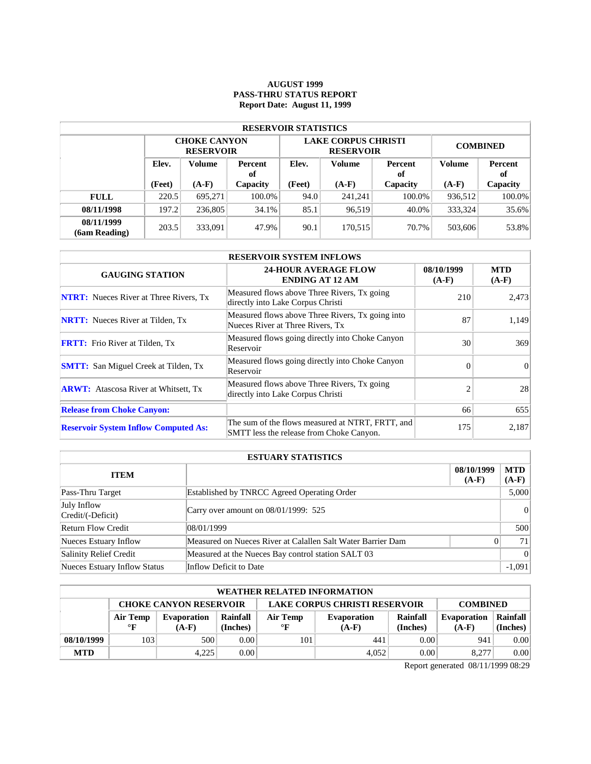# AUGUST 1999
## PASS-THRU STATUS REPORT
### Report Date: August 11, 1999

| RESERVOIR STATISTICS | | | | | | | | |
|---|---|---|---|---|---|---|---|---|
| | CHOKE CANYON RESERVOIR | | | LAKE CORPUS CHRISTI RESERVOIR | | | COMBINED | |
| | Elev. (Feet) | Volume (A-F) | Percent of Capacity | Elev. (Feet) | Volume (A-F) | Percent of Capacity | Volume (A-F) | Percent of Capacity |
| FULL | 220.5 | 695,271 | 100.0% | 94.0 | 241,241 | 100.0% | 936,512 | 100.0% |
| 08/11/1998 | 197.2 | 236,805 | 34.1% | 85.1 | 96,519 | 40.0% | 333,324 | 35.6% |
| 08/11/1999 (6am Reading) | 203.5 | 333,091 | 47.9% | 90.1 | 170,515 | 70.7% | 503,606 | 53.8% |

| RESERVOIR SYSTEM INFLOWS | | | |
|---|---|---|---|
| GAUGING STATION | 24-HOUR AVERAGE FLOW ENDING AT 12 AM | 08/10/1999 (A-F) | MTD (A-F) |
| **NTRT:** Nueces River at Three Rivers, Tx | Measured flows above Three Rivers, Tx going directly into Lake Corpus Christi | 210 | 2,473 |
| **NRTT:** Nueces River at Tilden, Tx | Measured flows above Three Rivers, Tx going into Nueces River at Three Rivers, Tx | 87 | 1,149 |
| **FRTT:** Frio River at Tilden, Tx | Measured flows going directly into Choke Canyon Reservoir | 30 | 369 |
| **SMTT:** San Miguel Creek at Tilden, Tx | Measured flows going directly into Choke Canyon Reservoir | 0 | 0 |
| **ARWT:** Atascosa River at Whitsett, Tx | Measured flows above Three Rivers, Tx going directly into Lake Corpus Christi | 2 | 28 |
| **Release from Choke Canyon:** | | 66 | 655 |
| **Reservoir System Inflow Computed As:** | The sum of the flows measured at NTRT, FRTT, and SMTT less the release from Choke Canyon. | 175 | 2,187 |

| ESTUARY STATISTICS | | | |
|---|---|---|---|
| ITEM | | 08/10/1999 (A-F) | MTD (A-F) |
| Pass-Thru Target | Established by TNRCC Agreed Operating Order | | 5,000 |
| July Inflow Credit/(-Deficit) | Carry over amount on 08/01/1999: 525 | | 0 |
| Return Flow Credit | 08/01/1999 | | 500 |
| Nueces Estuary Inflow | Measured on Nueces River at Calallen Salt Water Barrier Dam | 0 | 71 |
| Salinity Relief Credit | Measured at the Nueces Bay control station SALT 03 | | 0 |
| Nueces Estuary Inflow Status | Inflow Deficit to Date | | -1,091 |

| WEATHER RELATED INFORMATION | | | | | | | | |
|---|---|---|---|---|---|---|---|---|
| | CHOKE CANYON RESERVOIR | | | LAKE CORPUS CHRISTI RESERVOIR | | | COMBINED | |
| | Air Temp °F | Evaporation (A-F) | Rainfall (Inches) | Air Temp °F | Evaporation (A-F) | Rainfall (Inches) | Evaporation (A-F) | Rainfall (Inches) |
| 08/10/1999 | 103 | 500 | 0.00 | 101 | 441 | 0.00 | 941 | 0.00 |
| MTD | | 4,225 | 0.00 | | 4,052 | 0.00 | 8,277 | 0.00 |

Report generated 08/11/1999 08:29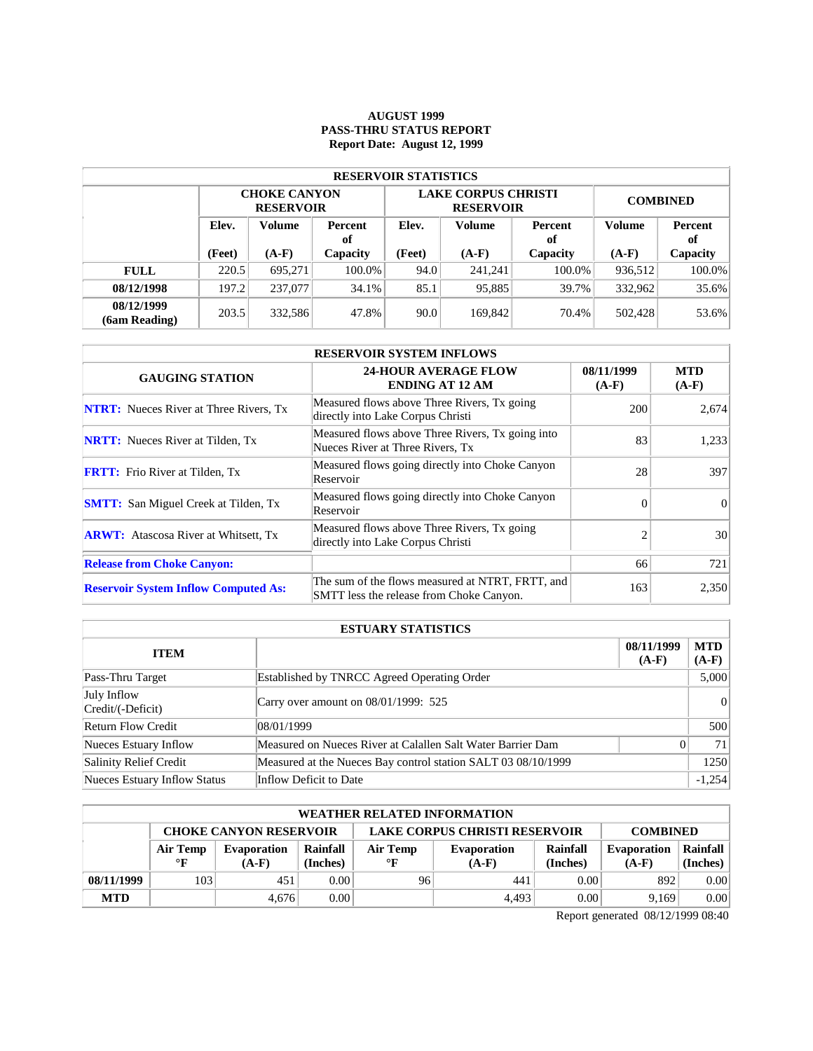**AUGUST 1999**
**PASS-THRU STATUS REPORT**
**Report Date: August 12, 1999**

| RESERVOIR STATISTICS | | | | | | | | |
|---|---|---|---|---|---|---|---|---|
| | CHOKE CANYON RESERVOIR | | | LAKE CORPUS CHRISTI RESERVOIR | | | COMBINED | |
| | Elev. (Feet) | Volume (A-F) | Percent of Capacity | Elev. (Feet) | Volume (A-F) | Percent of Capacity | Volume (A-F) | Percent of Capacity |
| **FULL** | 220.5 | 695,271 | 100.0% | 94.0 | 241,241 | 100.0% | 936,512 | 100.0% |
| **08/12/1998** | 197.2 | 237,077 | 34.1% | 85.1 | 95,885 | 39.7% | 332,962 | 35.6% |
| **08/12/1999 (6am Reading)** | 203.5 | 332,586 | 47.8% | 90.0 | 169,842 | 70.4% | 502,428 | 53.6% |

| RESERVOIR SYSTEM INFLOWS | | | |
|---|---|---|---|
| GAUGING STATION | 24-HOUR AVERAGE FLOW ENDING AT 12 AM | 08/11/1999 (A-F) | MTD (A-F) |
| **NTRT:** Nueces River at Three Rivers, Tx | Measured flows above Three Rivers, Tx going directly into Lake Corpus Christi | 200 | 2,674 |
| **NRTT:** Nueces River at Tilden, Tx | Measured flows above Three Rivers, Tx going into Nueces River at Three Rivers, Tx | 83 | 1,233 |
| **FRTT:** Frio River at Tilden, Tx | Measured flows going directly into Choke Canyon Reservoir | 28 | 397 |
| **SMTT:** San Miguel Creek at Tilden, Tx | Measured flows going directly into Choke Canyon Reservoir | 0 | 0 |
| **ARWT:** Atascosa River at Whitsett, Tx | Measured flows above Three Rivers, Tx going directly into Lake Corpus Christi | 2 | 30 |
| **Release from Choke Canyon:** | | 66 | 721 |
| **Reservoir System Inflow Computed As:** | The sum of the flows measured at NTRT, FRTT, and SMTT less the release from Choke Canyon. | 163 | 2,350 |

| ESTUARY STATISTICS | | | |
|---|---|---|---|
| ITEM | | 08/11/1999 (A-F) | MTD (A-F) |
| Pass-Thru Target | Established by TNRCC Agreed Operating Order | | 5,000 |
| July Inflow Credit/(-Deficit) | Carry over amount on 08/01/1999: 525 | | 0 |
| Return Flow Credit | 08/01/1999 | | 500 |
| Nueces Estuary Inflow | Measured on Nueces River at Calallen Salt Water Barrier Dam | 0 | 71 |
| Salinity Relief Credit | Measured at the Nueces Bay control station SALT 03 08/10/1999 | | 1250 |
| Nueces Estuary Inflow Status | Inflow Deficit to Date | | -1,254 |

| WEATHER RELATED INFORMATION | | | | | | | | |
|---|---|---|---|---|---|---|---|---|
| | CHOKE CANYON RESERVOIR | | | LAKE CORPUS CHRISTI RESERVOIR | | | COMBINED | |
| | Air Temp °F | Evaporation (A-F) | Rainfall (Inches) | Air Temp °F | Evaporation (A-F) | Rainfall (Inches) | Evaporation (A-F) | Rainfall (Inches) |
| **08/11/1999** | 103 | 451 | 0.00 | 96 | 441 | 0.00 | 892 | 0.00 |
| **MTD** | | 4,676 | 0.00 | | 4,493 | 0.00 | 9,169 | 0.00 |

Report generated 08/12/1999 08:40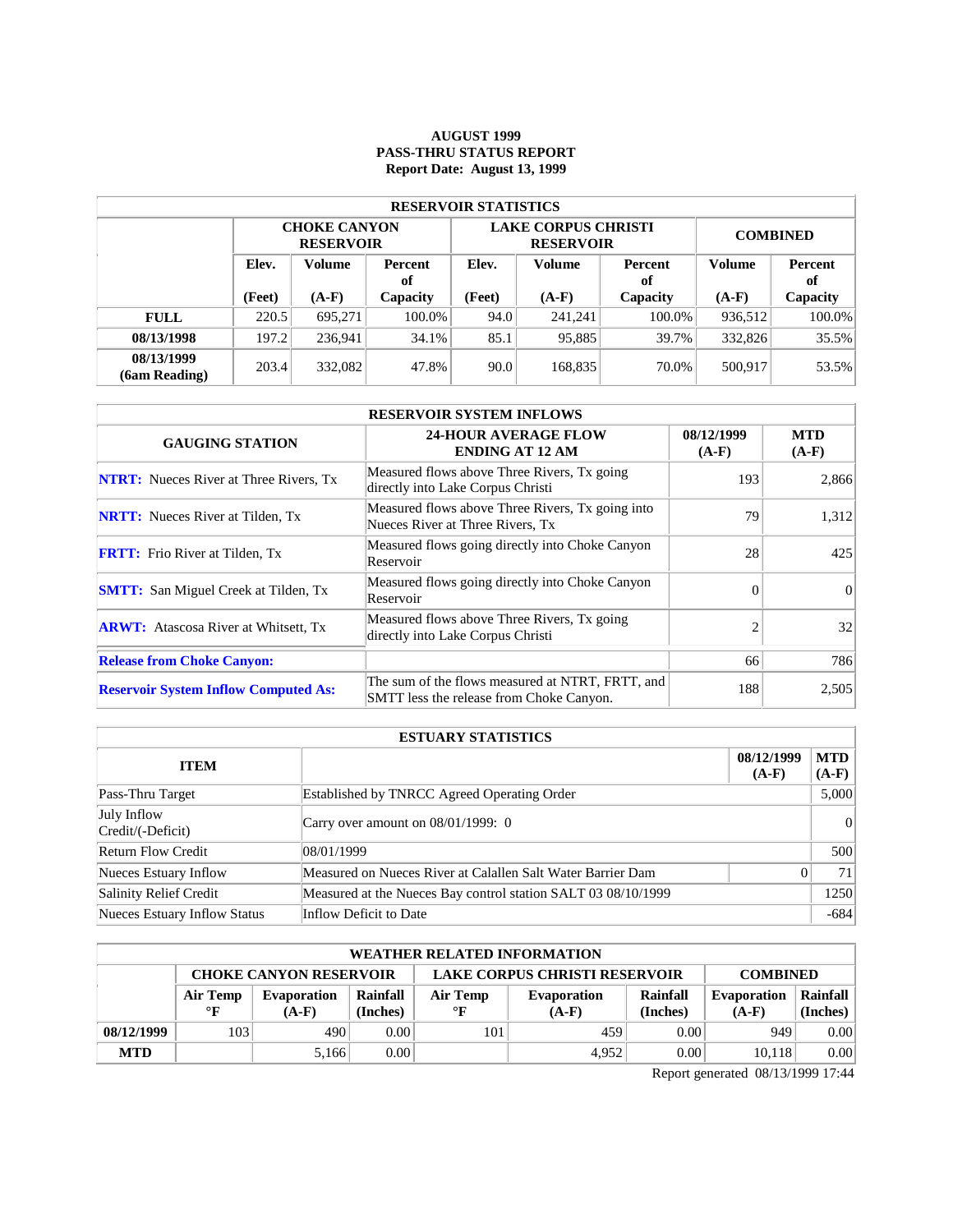**AUGUST 1999**
**PASS-THRU STATUS REPORT**
**Report Date: August 13, 1999**

| RESERVOIR STATISTICS | | | | | | | | |
|---|---|---|---|---|---|---|---|---|
| | CHOKE CANYON RESERVOIR | | | LAKE CORPUS CHRISTI RESERVOIR | | | COMBINED | |
| | Elev. (Feet) | Volume (A-F) | Percent of Capacity | Elev. (Feet) | Volume (A-F) | Percent of Capacity | Volume (A-F) | Percent of Capacity |
| **FULL** | 220.5 | 695,271 | 100.0% | 94.0 | 241,241 | 100.0% | 936,512 | 100.0% |
| **08/13/1998** | 197.2 | 236,941 | 34.1% | 85.1 | 95,885 | 39.7% | 332,826 | 35.5% |
| **08/13/1999 (6am Reading)** | 203.4 | 332,082 | 47.8% | 90.0 | 168,835 | 70.0% | 500,917 | 53.5% |

| RESERVOIR SYSTEM INFLOWS | | | |
|---|---|---|---|
| GAUGING STATION | 24-HOUR AVERAGE FLOW ENDING AT 12 AM | 08/12/1999 (A-F) | MTD (A-F) |
| **NTRT:** Nueces River at Three Rivers, Tx | Measured flows above Three Rivers, Tx going directly into Lake Corpus Christi | 193 | 2,866 |
| **NRTT:** Nueces River at Tilden, Tx | Measured flows above Three Rivers, Tx going into Nueces River at Three Rivers, Tx | 79 | 1,312 |
| **FRTT:** Frio River at Tilden, Tx | Measured flows going directly into Choke Canyon Reservoir | 28 | 425 |
| **SMTT:** San Miguel Creek at Tilden, Tx | Measured flows going directly into Choke Canyon Reservoir | 0 | 0 |
| **ARWT:** Atascosa River at Whitsett, Tx | Measured flows above Three Rivers, Tx going directly into Lake Corpus Christi | 2 | 32 |
| **Release from Choke Canyon:** | | 66 | 786 |
| **Reservoir System Inflow Computed As:** | The sum of the flows measured at NTRT, FRTT, and SMTT less the release from Choke Canyon. | 188 | 2,505 |

| ESTUARY STATISTICS | | | |
|---|---|---|---|
| ITEM | | 08/12/1999 (A-F) | MTD (A-F) |
| Pass-Thru Target | Established by TNRCC Agreed Operating Order | | 5,000 |
| July Inflow Credit/(-Deficit) | Carry over amount on 08/01/1999: 0 | | 0 |
| Return Flow Credit | 08/01/1999 | | 500 |
| Nueces Estuary Inflow | Measured on Nueces River at Calallen Salt Water Barrier Dam | 0 | 71 |
| Salinity Relief Credit | Measured at the Nueces Bay control station SALT 03 08/10/1999 | | 1250 |
| Nueces Estuary Inflow Status | Inflow Deficit to Date | | -684 |

| WEATHER RELATED INFORMATION | | | | | | | | |
|---|---|---|---|---|---|---|---|---|
| | CHOKE CANYON RESERVOIR | | | LAKE CORPUS CHRISTI RESERVOIR | | | COMBINED | |
| | Air Temp °F | Evaporation (A-F) | Rainfall (Inches) | Air Temp °F | Evaporation (A-F) | Rainfall (Inches) | Evaporation (A-F) | Rainfall (Inches) |
| **08/12/1999** | 103 | 490 | 0.00 | 101 | 459 | 0.00 | 949 | 0.00 |
| **MTD** | | 5,166 | 0.00 | | 4,952 | 0.00 | 10,118 | 0.00 |

Report generated 08/13/1999 17:44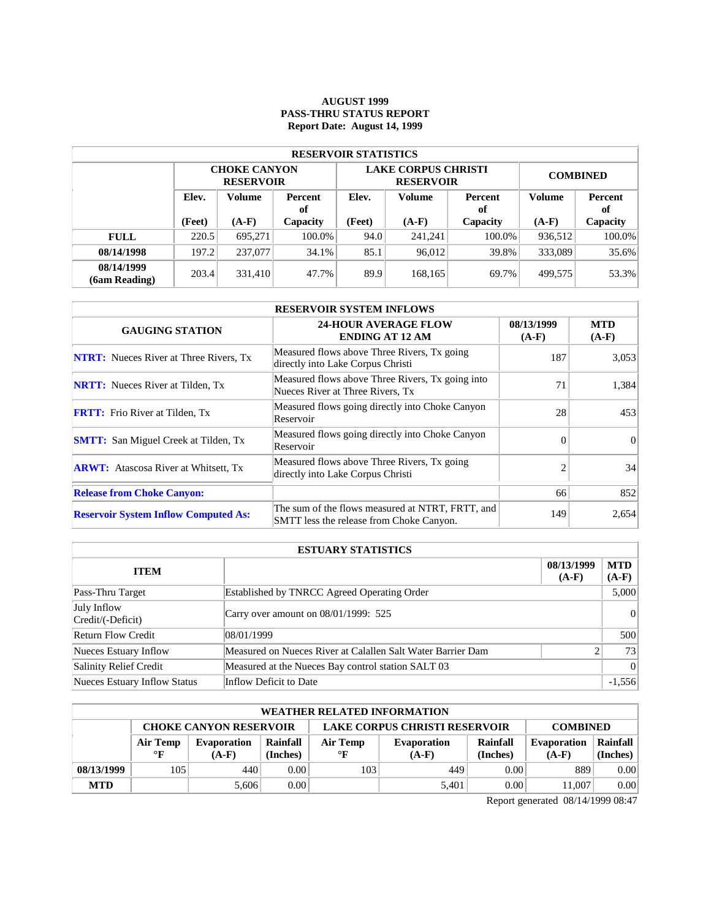**AUGUST 1999**
**PASS-THRU STATUS REPORT**
**Report Date: August 14, 1999**

| RESERVOIR STATISTICS | | | | | | | | |
|---|---|---|---|---|---|---|---|---|
| | CHOKE CANYON RESERVOIR | | | LAKE CORPUS CHRISTI RESERVOIR | | | COMBINED | |
| | Elev. (Feet) | Volume (A-F) | Percent of Capacity | Elev. (Feet) | Volume (A-F) | Percent of Capacity | Volume (A-F) | Percent of Capacity |
| **FULL** | 220.5 | 695,271 | 100.0% | 94.0 | 241,241 | 100.0% | 936,512 | 100.0% |
| **08/14/1998** | 197.2 | 237,077 | 34.1% | 85.1 | 96,012 | 39.8% | 333,089 | 35.6% |
| **08/14/1999 (6am Reading)** | 203.4 | 331,410 | 47.7% | 89.9 | 168,165 | 69.7% | 499,575 | 53.3% |

| RESERVOIR SYSTEM INFLOWS | | | |
|---|---|---|---|
| **GAUGING STATION** | **24-HOUR AVERAGE FLOW ENDING AT 12 AM** | **08/13/1999 (A-F)** | **MTD (A-F)** |
| **NTRT:** Nueces River at Three Rivers, Tx | Measured flows above Three Rivers, Tx going directly into Lake Corpus Christi | 187 | 3,053 |
| **NRTT:** Nueces River at Tilden, Tx | Measured flows above Three Rivers, Tx going into Nueces River at Three Rivers, Tx | 71 | 1,384 |
| **FRTT:** Frio River at Tilden, Tx | Measured flows going directly into Choke Canyon Reservoir | 28 | 453 |
| **SMTT:** San Miguel Creek at Tilden, Tx | Measured flows going directly into Choke Canyon Reservoir | 0 | 0 |
| **ARWT:** Atascosa River at Whitsett, Tx | Measured flows above Three Rivers, Tx going directly into Lake Corpus Christi | 2 | 34 |
| **Release from Choke Canyon:** | | 66 | 852 |
| **Reservoir System Inflow Computed As:** | The sum of the flows measured at NTRT, FRTT, and SMTT less the release from Choke Canyon. | 149 | 2,654 |

| ESTUARY STATISTICS | | | |
|---|---|---|---|
| **ITEM** | | **08/13/1999 (A-F)** | **MTD (A-F)** |
| Pass-Thru Target | Established by TNRCC Agreed Operating Order | | 5,000 |
| July Inflow Credit/(-Deficit) | Carry over amount on 08/01/1999: 525 | | 0 |
| Return Flow Credit | 08/01/1999 | | 500 |
| Nueces Estuary Inflow | Measured on Nueces River at Calallen Salt Water Barrier Dam | 2 | 73 |
| Salinity Relief Credit | Measured at the Nueces Bay control station SALT 03 | | 0 |
| Nueces Estuary Inflow Status | Inflow Deficit to Date | | -1,556 |

| WEATHER RELATED INFORMATION | | | | | | | | |
|---|---|---|---|---|---|---|---|---|
| | CHOKE CANYON RESERVOIR | | | LAKE CORPUS CHRISTI RESERVOIR | | | COMBINED | |
| | Air Temp °F | Evaporation (A-F) | Rainfall (Inches) | Air Temp °F | Evaporation (A-F) | Rainfall (Inches) | Evaporation (A-F) | Rainfall (Inches) |
| **08/13/1999** | 105 | 440 | 0.00 | 103 | 449 | 0.00 | 889 | 0.00 |
| **MTD** | | 5,606 | 0.00 | | 5,401 | 0.00 | 11,007 | 0.00 |

Report generated 08/14/1999 08:47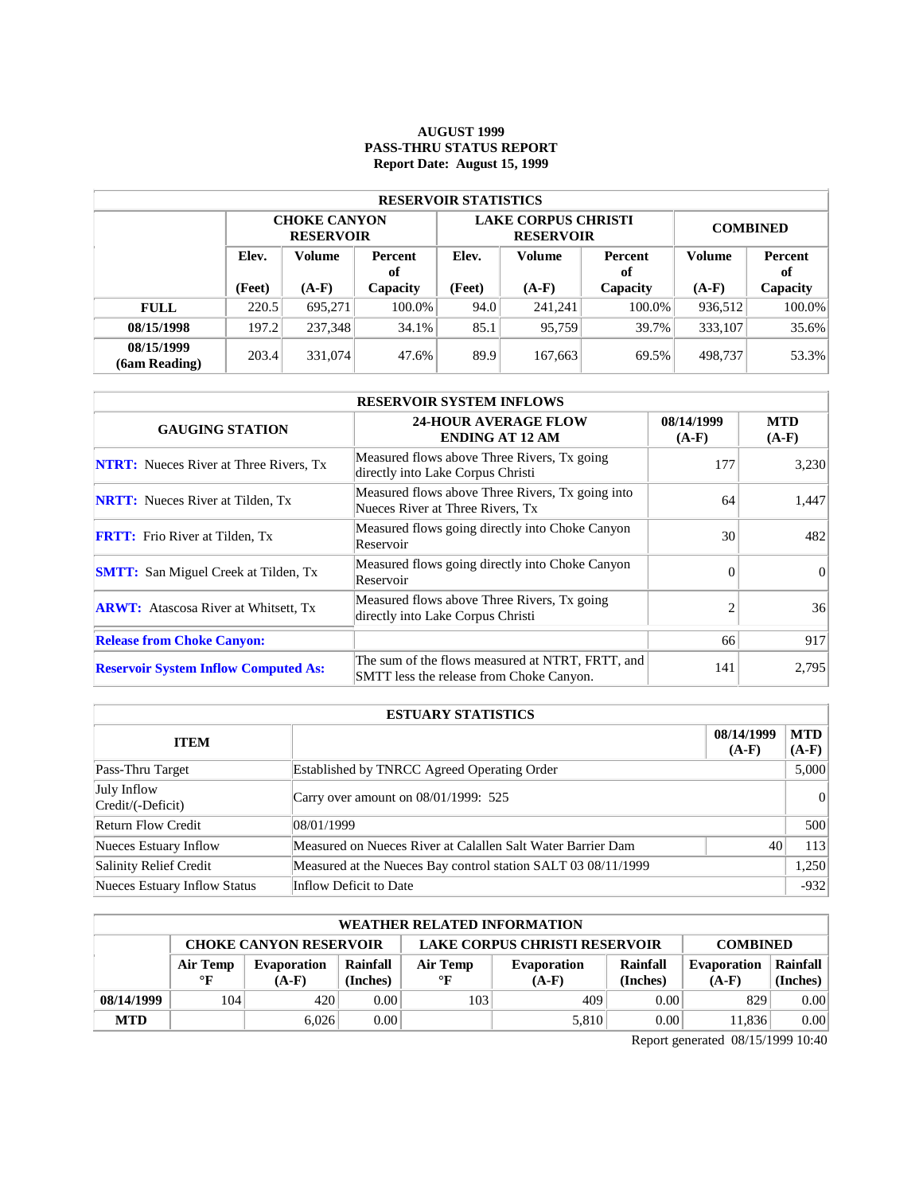**AUGUST 1999**
**PASS-THRU STATUS REPORT**
**Report Date: August 15, 1999**

| RESERVOIR STATISTICS | | | | | | | | |
|---|---|---|---|---|---|---|---|---|
| | CHOKE CANYON RESERVOIR | | | LAKE CORPUS CHRISTI RESERVOIR | | | COMBINED | |
| | Elev. (Feet) | Volume (A-F) | Percent of Capacity | Elev. (Feet) | Volume (A-F) | Percent of Capacity | Volume (A-F) | Percent of Capacity |
| **FULL** | 220.5 | 695,271 | 100.0% | 94.0 | 241,241 | 100.0% | 936,512 | 100.0% |
| **08/15/1998** | 197.2 | 237,348 | 34.1% | 85.1 | 95,759 | 39.7% | 333,107 | 35.6% |
| **08/15/1999 (6am Reading)** | 203.4 | 331,074 | 47.6% | 89.9 | 167,663 | 69.5% | 498,737 | 53.3% |

| RESERVOIR SYSTEM INFLOWS | | | |
|---|---|---|---|
| GAUGING STATION | 24-HOUR AVERAGE FLOW ENDING AT 12 AM | 08/14/1999 (A-F) | MTD (A-F) |
| **NTRT:** Nueces River at Three Rivers, Tx | Measured flows above Three Rivers, Tx going directly into Lake Corpus Christi | 177 | 3,230 |
| **NRTT:** Nueces River at Tilden, Tx | Measured flows above Three Rivers, Tx going into Nueces River at Three Rivers, Tx | 64 | 1,447 |
| **FRTT:** Frio River at Tilden, Tx | Measured flows going directly into Choke Canyon Reservoir | 30 | 482 |
| **SMTT:** San Miguel Creek at Tilden, Tx | Measured flows going directly into Choke Canyon Reservoir | 0 | 0 |
| **ARWT:** Atascosa River at Whitsett, Tx | Measured flows above Three Rivers, Tx going directly into Lake Corpus Christi | 2 | 36 |
| **Release from Choke Canyon:** | | 66 | 917 |
| **Reservoir System Inflow Computed As:** | The sum of the flows measured at NTRT, FRTT, and SMTT less the release from Choke Canyon. | 141 | 2,795 |

| ESTUARY STATISTICS | | | |
|---|---|---|---|
| ITEM | | 08/14/1999 (A-F) | MTD (A-F) |
| Pass-Thru Target | Established by TNRCC Agreed Operating Order | | 5,000 |
| July Inflow Credit/(-Deficit) | Carry over amount on 08/01/1999: 525 | | 0 |
| Return Flow Credit | 08/01/1999 | | 500 |
| Nueces Estuary Inflow | Measured on Nueces River at Calallen Salt Water Barrier Dam | 40 | 113 |
| Salinity Relief Credit | Measured at the Nueces Bay control station SALT 03 08/11/1999 | | 1,250 |
| Nueces Estuary Inflow Status | Inflow Deficit to Date | | -932 |

| WEATHER RELATED INFORMATION | | | | | | | | |
|---|---|---|---|---|---|---|---|---|
| | CHOKE CANYON RESERVOIR | | | LAKE CORPUS CHRISTI RESERVOIR | | | COMBINED | |
| | Air Temp °F | Evaporation (A-F) | Rainfall (Inches) | Air Temp °F | Evaporation (A-F) | Rainfall (Inches) | Evaporation (A-F) | Rainfall (Inches) |
| **08/14/1999** | 104 | 420 | 0.00 | 103 | 409 | 0.00 | 829 | 0.00 |
| **MTD** | | 6,026 | 0.00 | | 5,810 | 0.00 | 11,836 | 0.00 |

Report generated 08/15/1999 10:40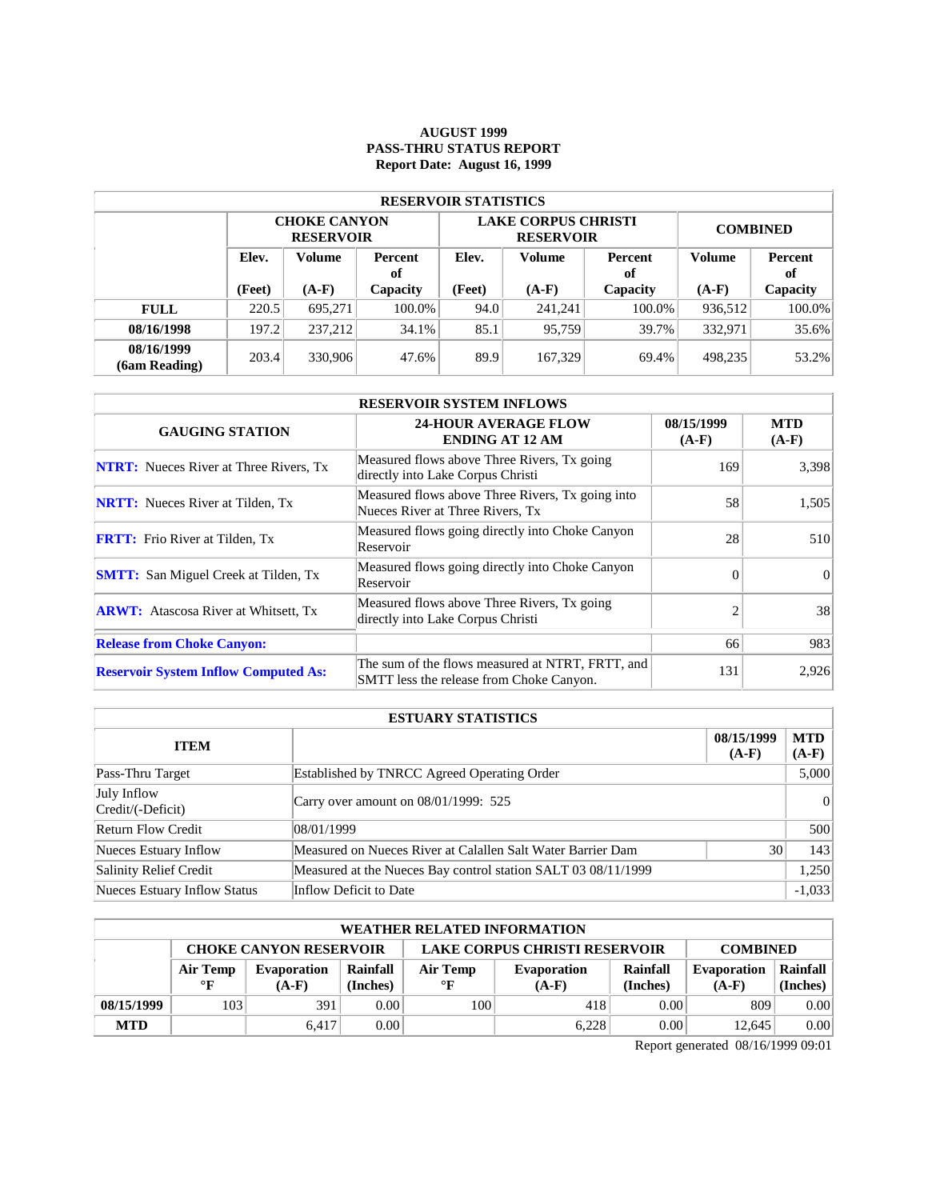# AUGUST 1999
## PASS-THRU STATUS REPORT
### Report Date: August 16, 1999

| RESERVOIR STATISTICS | | | | | | | | |
|---|---|---|---|---|---|---|---|---|
| | CHOKE CANYON RESERVOIR | | | LAKE CORPUS CHRISTI RESERVOIR | | | COMBINED | |
| | Elev. (Feet) | Volume (A-F) | Percent of Capacity | Elev. (Feet) | Volume (A-F) | Percent of Capacity | Volume (A-F) | Percent of Capacity |
| **FULL** | 220.5 | 695,271 | 100.0% | 94.0 | 241,241 | 100.0% | 936,512 | 100.0% |
| **08/16/1998** | 197.2 | 237,212 | 34.1% | 85.1 | 95,759 | 39.7% | 332,971 | 35.6% |
| **08/16/1999 (6am Reading)** | 203.4 | 330,906 | 47.6% | 89.9 | 167,329 | 69.4% | 498,235 | 53.2% |

| RESERVOIR SYSTEM INFLOWS | | | |
|---|---|---|---|
| GAUGING STATION | 24-HOUR AVERAGE FLOW ENDING AT 12 AM | 08/15/1999 (A-F) | MTD (A-F) |
| **NTRT:** Nueces River at Three Rivers, Tx | Measured flows above Three Rivers, Tx going directly into Lake Corpus Christi | 169 | 3,398 |
| **NRTT:** Nueces River at Tilden, Tx | Measured flows above Three Rivers, Tx going into Nueces River at Three Rivers, Tx | 58 | 1,505 |
| **FRTT:** Frio River at Tilden, Tx | Measured flows going directly into Choke Canyon Reservoir | 28 | 510 |
| **SMTT:** San Miguel Creek at Tilden, Tx | Measured flows going directly into Choke Canyon Reservoir | 0 | 0 |
| **ARWT:** Atascosa River at Whitsett, Tx | Measured flows above Three Rivers, Tx going directly into Lake Corpus Christi | 2 | 38 |
| **Release from Choke Canyon:** | | 66 | 983 |
| **Reservoir System Inflow Computed As:** | The sum of the flows measured at NTRT, FRTT, and SMTT less the release from Choke Canyon. | 131 | 2,926 |

| ESTUARY STATISTICS | | | |
|---|---|---|---|
| ITEM | | 08/15/1999 (A-F) | MTD (A-F) |
| Pass-Thru Target | Established by TNRCC Agreed Operating Order | | 5,000 |
| July Inflow Credit/(-Deficit) | Carry over amount on 08/01/1999: 525 | | 0 |
| Return Flow Credit | 08/01/1999 | | 500 |
| Nueces Estuary Inflow | Measured on Nueces River at Calallen Salt Water Barrier Dam | 30 | 143 |
| Salinity Relief Credit | Measured at the Nueces Bay control station SALT 03 08/11/1999 | | 1,250 |
| Nueces Estuary Inflow Status | Inflow Deficit to Date | | -1,033 |

| WEATHER RELATED INFORMATION | | | | | | | | |
|---|---|---|---|---|---|---|---|---|
| | CHOKE CANYON RESERVOIR | | | LAKE CORPUS CHRISTI RESERVOIR | | | COMBINED | |
| | Air Temp °F | Evaporation (A-F) | Rainfall (Inches) | Air Temp °F | Evaporation (A-F) | Rainfall (Inches) | Evaporation (A-F) | Rainfall (Inches) |
| **08/15/1999** | 103 | 391 | 0.00 | 100 | 418 | 0.00 | 809 | 0.00 |
| **MTD** | | 6,417 | 0.00 | | 6,228 | 0.00 | 12,645 | 0.00 |

Report generated 08/16/1999 09:01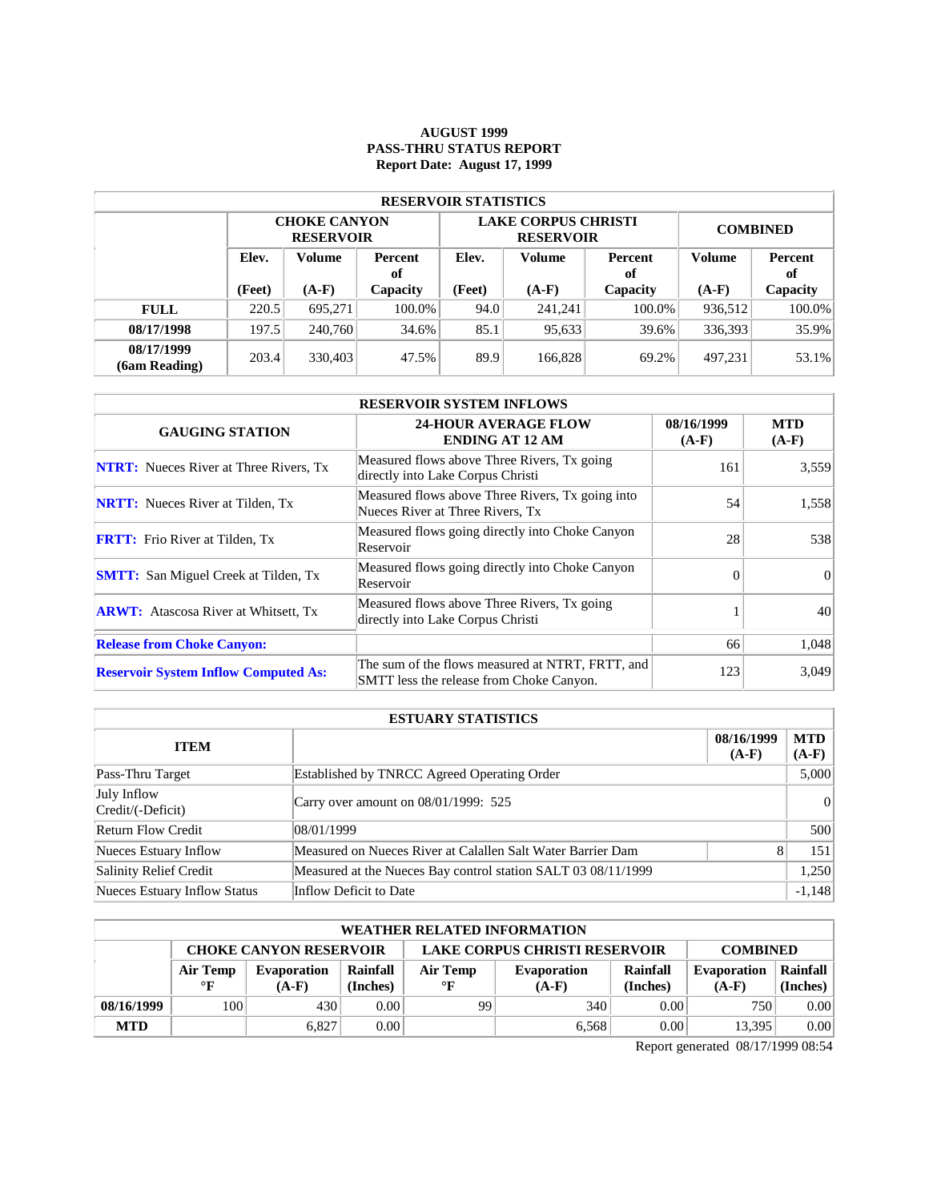**AUGUST 1999**
**PASS-THRU STATUS REPORT**
**Report Date: August 17, 1999**

| RESERVOIR STATISTICS | | | | | | | | |
|---|---|---|---|---|---|---|---|---|
| | CHOKE CANYON RESERVOIR | | | LAKE CORPUS CHRISTI RESERVOIR | | | COMBINED | |
| | Elev. (Feet) | Volume (A-F) | Percent of Capacity | Elev. (Feet) | Volume (A-F) | Percent of Capacity | Volume (A-F) | Percent of Capacity |
| **FULL** | 220.5 | 695,271 | 100.0% | 94.0 | 241,241 | 100.0% | 936,512 | 100.0% |
| **08/17/1998** | 197.5 | 240,760 | 34.6% | 85.1 | 95,633 | 39.6% | 336,393 | 35.9% |
| **08/17/1999 (6am Reading)** | 203.4 | 330,403 | 47.5% | 89.9 | 166,828 | 69.2% | 497,231 | 53.1% |

| RESERVOIR SYSTEM INFLOWS | | | |
|---|---|---|---|
| GAUGING STATION | 24-HOUR AVERAGE FLOW ENDING AT 12 AM | 08/16/1999 (A-F) | MTD (A-F) |
| **NTRT:** Nueces River at Three Rivers, Tx | Measured flows above Three Rivers, Tx going directly into Lake Corpus Christi | 161 | 3,559 |
| **NRTT:** Nueces River at Tilden, Tx | Measured flows above Three Rivers, Tx going into Nueces River at Three Rivers, Tx | 54 | 1,558 |
| **FRTT:** Frio River at Tilden, Tx | Measured flows going directly into Choke Canyon Reservoir | 28 | 538 |
| **SMTT:** San Miguel Creek at Tilden, Tx | Measured flows going directly into Choke Canyon Reservoir | 0 | 0 |
| **ARWT:** Atascosa River at Whitsett, Tx | Measured flows above Three Rivers, Tx going directly into Lake Corpus Christi | 1 | 40 |
| **Release from Choke Canyon:** | | 66 | 1,048 |
| **Reservoir System Inflow Computed As:** | The sum of the flows measured at NTRT, FRTT, and SMTT less the release from Choke Canyon. | 123 | 3,049 |

| ESTUARY STATISTICS | | | |
|---|---|---|---|
| ITEM | | 08/16/1999 (A-F) | MTD (A-F) |
| Pass-Thru Target | Established by TNRCC Agreed Operating Order | | 5,000 |
| July Inflow Credit/(-Deficit) | Carry over amount on 08/01/1999: 525 | | 0 |
| Return Flow Credit | 08/01/1999 | | 500 |
| Nueces Estuary Inflow | Measured on Nueces River at Calallen Salt Water Barrier Dam | 8 | 151 |
| Salinity Relief Credit | Measured at the Nueces Bay control station SALT 03 08/11/1999 | | 1,250 |
| Nueces Estuary Inflow Status | Inflow Deficit to Date | | -1,148 |

| WEATHER RELATED INFORMATION | | | | | | | | |
|---|---|---|---|---|---|---|---|---|
| | CHOKE CANYON RESERVOIR | | | LAKE CORPUS CHRISTI RESERVOIR | | | COMBINED | |
| | Air Temp °F | Evaporation (A-F) | Rainfall (Inches) | Air Temp °F | Evaporation (A-F) | Rainfall (Inches) | Evaporation (A-F) | Rainfall (Inches) |
| **08/16/1999** | 100 | 430 | 0.00 | 99 | 340 | 0.00 | 750 | 0.00 |
| **MTD** | | 6,827 | 0.00 | | 6,568 | 0.00 | 13,395 | 0.00 |

Report generated 08/17/1999 08:54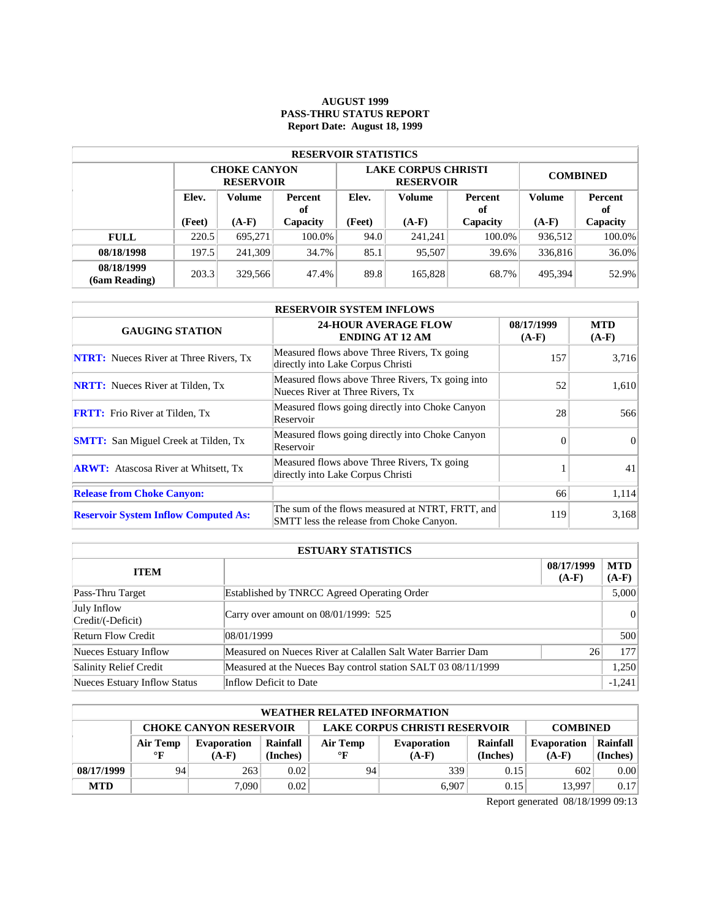**AUGUST 1999**
**PASS-THRU STATUS REPORT**
**Report Date: August 18, 1999**

| RESERVOIR STATISTICS | | | | | | | | |
|---|---|---|---|---|---|---|---|---|
| | CHOKE CANYON RESERVOIR | | | LAKE CORPUS CHRISTI RESERVOIR | | | COMBINED | |
| | Elev. (Feet) | Volume (A-F) | Percent of Capacity | Elev. (Feet) | Volume (A-F) | Percent of Capacity | Volume (A-F) | Percent of Capacity |
| FULL | 220.5 | 695,271 | 100.0% | 94.0 | 241,241 | 100.0% | 936,512 | 100.0% |
| 08/18/1998 | 197.5 | 241,309 | 34.7% | 85.1 | 95,507 | 39.6% | 336,816 | 36.0% |
| 08/18/1999 (6am Reading) | 203.3 | 329,566 | 47.4% | 89.8 | 165,828 | 68.7% | 495,394 | 52.9% |

| RESERVOIR SYSTEM INFLOWS | | | |
|---|---|---|---|
| GAUGING STATION | 24-HOUR AVERAGE FLOW ENDING AT 12 AM | 08/17/1999 (A-F) | MTD (A-F) |
| NTRT: Nueces River at Three Rivers, Tx | Measured flows above Three Rivers, Tx going directly into Lake Corpus Christi | 157 | 3,716 |
| NRTT: Nueces River at Tilden, Tx | Measured flows above Three Rivers, Tx going into Nueces River at Three Rivers, Tx | 52 | 1,610 |
| FRTT: Frio River at Tilden, Tx | Measured flows going directly into Choke Canyon Reservoir | 28 | 566 |
| SMTT: San Miguel Creek at Tilden, Tx | Measured flows going directly into Choke Canyon Reservoir | 0 | 0 |
| ARWT: Atascosa River at Whitsett, Tx | Measured flows above Three Rivers, Tx going directly into Lake Corpus Christi | 1 | 41 |
| Release from Choke Canyon: | | 66 | 1,114 |
| Reservoir System Inflow Computed As: | The sum of the flows measured at NTRT, FRTT, and SMTT less the release from Choke Canyon. | 119 | 3,168 |

| ESTUARY STATISTICS | | | |
|---|---|---|---|
| ITEM | | 08/17/1999 (A-F) | MTD (A-F) |
| Pass-Thru Target | Established by TNRCC Agreed Operating Order | | 5,000 |
| July Inflow Credit/(-Deficit) | Carry over amount on 08/01/1999: 525 | | 0 |
| Return Flow Credit | 08/01/1999 | | 500 |
| Nueces Estuary Inflow | Measured on Nueces River at Calallen Salt Water Barrier Dam | 26 | 177 |
| Salinity Relief Credit | Measured at the Nueces Bay control station SALT 03 08/11/1999 | | 1,250 |
| Nueces Estuary Inflow Status | Inflow Deficit to Date | | -1,241 |

| WEATHER RELATED INFORMATION | | | | | | | | |
|---|---|---|---|---|---|---|---|---|
| | CHOKE CANYON RESERVOIR | | | LAKE CORPUS CHRISTI RESERVOIR | | | COMBINED | |
| | Air Temp °F | Evaporation (A-F) | Rainfall (Inches) | Air Temp °F | Evaporation (A-F) | Rainfall (Inches) | Evaporation (A-F) | Rainfall (Inches) |
| 08/17/1999 | 94 | 263 | 0.02 | 94 | 339 | 0.15 | 602 | 0.00 |
| MTD | | 7,090 | 0.02 | | 6,907 | 0.15 | 13,997 | 0.17 |

Report generated 08/18/1999 09:13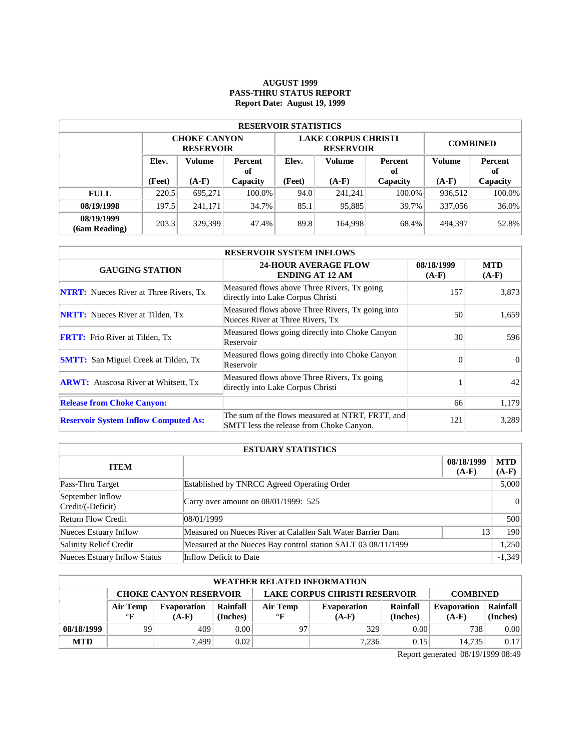**AUGUST 1999**
**PASS-THRU STATUS REPORT**
**Report Date: August 19, 1999**

| RESERVOIR STATISTICS | | | | | | | | |
|---|---|---|---|---|---|---|---|---|
| | CHOKE CANYON RESERVOIR | | | LAKE CORPUS CHRISTI RESERVOIR | | | COMBINED | |
| | Elev. (Feet) | Volume (A-F) | Percent of Capacity | Elev. (Feet) | Volume (A-F) | Percent of Capacity | Volume (A-F) | Percent of Capacity |
| **FULL** | 220.5 | 695,271 | 100.0% | 94.0 | 241,241 | 100.0% | 936,512 | 100.0% |
| **08/19/1998** | 197.5 | 241,171 | 34.7% | 85.1 | 95,885 | 39.7% | 337,056 | 36.0% |
| **08/19/1999 (6am Reading)** | 203.3 | 329,399 | 47.4% | 89.8 | 164,998 | 68.4% | 494,397 | 52.8% |

| RESERVOIR SYSTEM INFLOWS | | | |
|---|---|---|---|
| GAUGING STATION | 24-HOUR AVERAGE FLOW ENDING AT 12 AM | 08/18/1999 (A-F) | MTD (A-F) |
| **NTRT:** Nueces River at Three Rivers, Tx | Measured flows above Three Rivers, Tx going directly into Lake Corpus Christi | 157 | 3,873 |
| **NRTT:** Nueces River at Tilden, Tx | Measured flows above Three Rivers, Tx going into Nueces River at Three Rivers, Tx | 50 | 1,659 |
| **FRTT:** Frio River at Tilden, Tx | Measured flows going directly into Choke Canyon Reservoir | 30 | 596 |
| **SMTT:** San Miguel Creek at Tilden, Tx | Measured flows going directly into Choke Canyon Reservoir | 0 | 0 |
| **ARWT:** Atascosa River at Whitsett, Tx | Measured flows above Three Rivers, Tx going directly into Lake Corpus Christi | 1 | 42 |
| **Release from Choke Canyon:** | | 66 | 1,179 |
| **Reservoir System Inflow Computed As:** | The sum of the flows measured at NTRT, FRTT, and SMTT less the release from Choke Canyon. | 121 | 3,289 |

| ESTUARY STATISTICS | | | |
|---|---|---|---|
| ITEM | | 08/18/1999 (A-F) | MTD (A-F) |
| Pass-Thru Target | Established by TNRCC Agreed Operating Order | | 5,000 |
| September Inflow Credit/(-Deficit) | Carry over amount on 08/01/1999: 525 | | 0 |
| Return Flow Credit | 08/01/1999 | | 500 |
| Nueces Estuary Inflow | Measured on Nueces River at Calallen Salt Water Barrier Dam | 13 | 190 |
| Salinity Relief Credit | Measured at the Nueces Bay control station SALT 03 08/11/1999 | | 1,250 |
| Nueces Estuary Inflow Status | Inflow Deficit to Date | | -1,349 |

| WEATHER RELATED INFORMATION | | | | | | | | |
|---|---|---|---|---|---|---|---|---|
| | CHOKE CANYON RESERVOIR | | | LAKE CORPUS CHRISTI RESERVOIR | | | COMBINED | |
| | Air Temp °F | Evaporation (A-F) | Rainfall (Inches) | Air Temp °F | Evaporation (A-F) | Rainfall (Inches) | Evaporation (A-F) | Rainfall (Inches) |
| **08/18/1999** | 99 | 409 | 0.00 | 97 | 329 | 0.00 | 738 | 0.00 |
| **MTD** | | 7,499 | 0.02 | | 7,236 | 0.15 | 14,735 | 0.17 |

Report generated 08/19/1999 08:49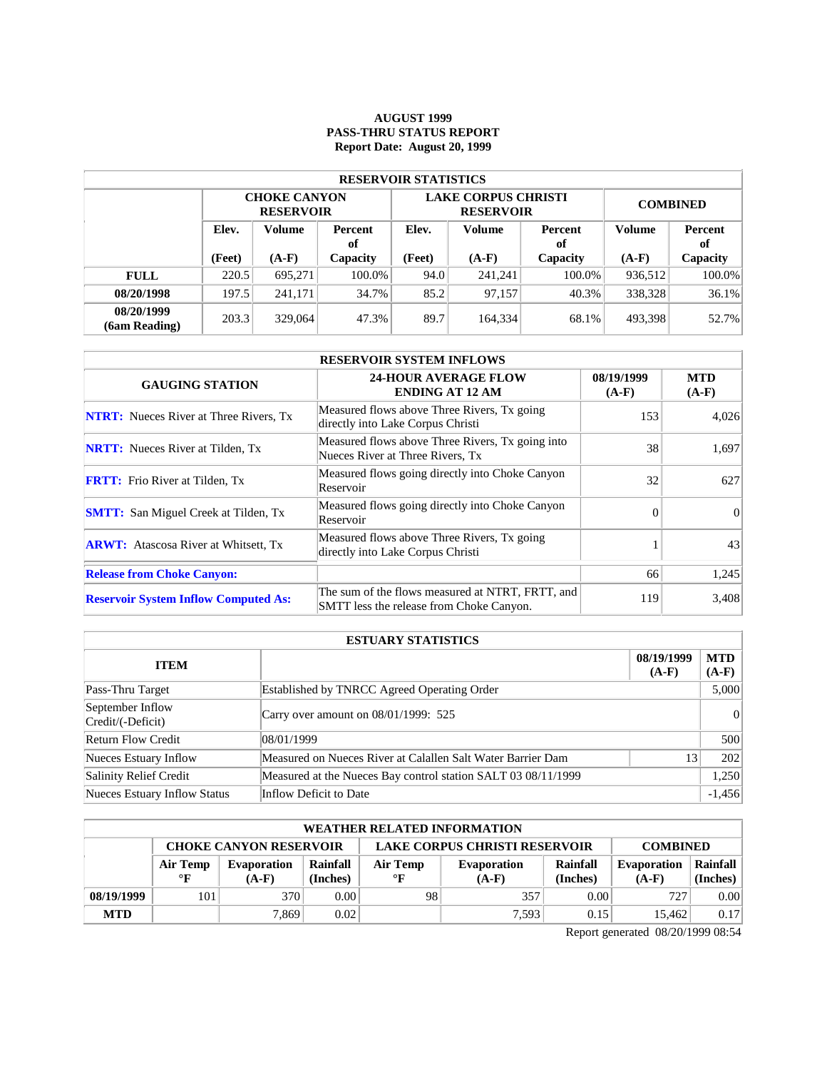**AUGUST 1999**
**PASS-THRU STATUS REPORT**
**Report Date: August 20, 1999**

| RESERVOIR STATISTICS | | | | | | | | |
|---|---|---|---|---|---|---|---|---|
| | CHOKE CANYON RESERVOIR | | | LAKE CORPUS CHRISTI RESERVOIR | | | COMBINED | |
| | Elev. (Feet) | Volume (A-F) | Percent of Capacity | Elev. (Feet) | Volume (A-F) | Percent of Capacity | Volume (A-F) | Percent of Capacity |
| **FULL** | 220.5 | 695,271 | 100.0% | 94.0 | 241,241 | 100.0% | 936,512 | 100.0% |
| **08/20/1998** | 197.5 | 241,171 | 34.7% | 85.2 | 97,157 | 40.3% | 338,328 | 36.1% |
| **08/20/1999 (6am Reading)** | 203.3 | 329,064 | 47.3% | 89.7 | 164,334 | 68.1% | 493,398 | 52.7% |

| RESERVOIR SYSTEM INFLOWS | | | |
|---|---|---|---|
| GAUGING STATION | 24-HOUR AVERAGE FLOW ENDING AT 12 AM | 08/19/1999 (A-F) | MTD (A-F) |
| **NTRT:** Nueces River at Three Rivers, Tx | Measured flows above Three Rivers, Tx going directly into Lake Corpus Christi | 153 | 4,026 |
| **NRTT:** Nueces River at Tilden, Tx | Measured flows above Three Rivers, Tx going into Nueces River at Three Rivers, Tx | 38 | 1,697 |
| **FRTT:** Frio River at Tilden, Tx | Measured flows going directly into Choke Canyon Reservoir | 32 | 627 |
| **SMTT:** San Miguel Creek at Tilden, Tx | Measured flows going directly into Choke Canyon Reservoir | 0 | 0 |
| **ARWT:** Atascosa River at Whitsett, Tx | Measured flows above Three Rivers, Tx going directly into Lake Corpus Christi | 1 | 43 |
| **Release from Choke Canyon:** | | 66 | 1,245 |
| **Reservoir System Inflow Computed As:** | The sum of the flows measured at NTRT, FRTT, and SMTT less the release from Choke Canyon. | 119 | 3,408 |

| ESTUARY STATISTICS | | | |
|---|---|---|---|
| ITEM | | 08/19/1999 (A-F) | MTD (A-F) |
| Pass-Thru Target | Established by TNRCC Agreed Operating Order | | 5,000 |
| September Inflow Credit/(-Deficit) | Carry over amount on 08/01/1999: 525 | | 0 |
| Return Flow Credit | 08/01/1999 | | 500 |
| Nueces Estuary Inflow | Measured on Nueces River at Calallen Salt Water Barrier Dam | 13 | 202 |
| Salinity Relief Credit | Measured at the Nueces Bay control station SALT 03 08/11/1999 | | 1,250 |
| Nueces Estuary Inflow Status | Inflow Deficit to Date | | -1,456 |

| WEATHER RELATED INFORMATION | | | | | | | | |
|---|---|---|---|---|---|---|---|---|
| | CHOKE CANYON RESERVOIR | | | LAKE CORPUS CHRISTI RESERVOIR | | | COMBINED | |
| | Air Temp °F | Evaporation (A-F) | Rainfall (Inches) | Air Temp °F | Evaporation (A-F) | Rainfall (Inches) | Evaporation (A-F) | Rainfall (Inches) |
| **08/19/1999** | 101 | 370 | 0.00 | 98 | 357 | 0.00 | 727 | 0.00 |
| **MTD** | | 7,869 | 0.02 | | 7,593 | 0.15 | 15,462 | 0.17 |

Report generated 08/20/1999 08:54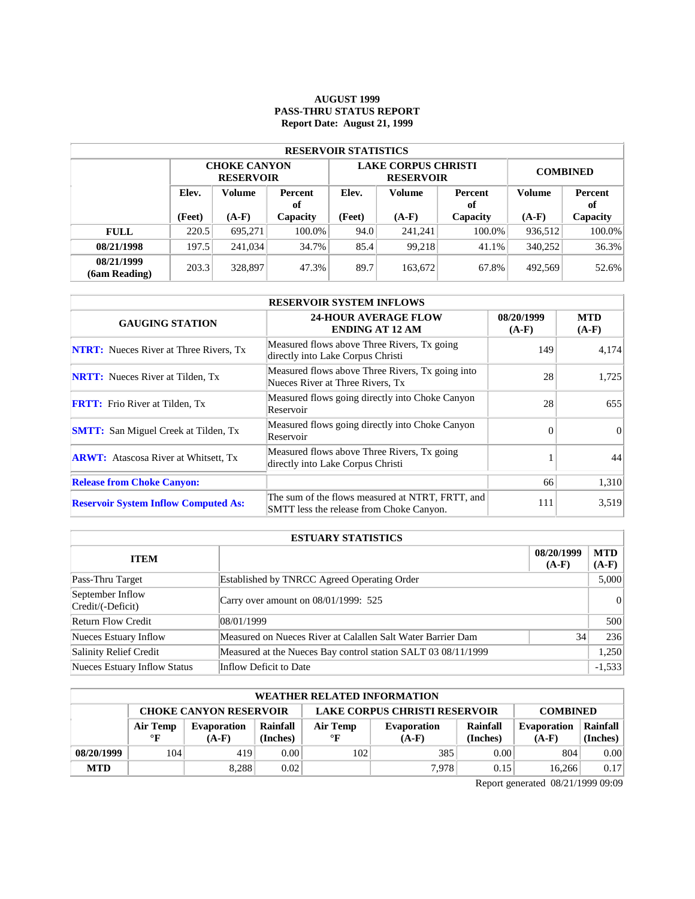# AUGUST 1999
# PASS-THRU STATUS REPORT
## Report Date: August 21, 1999

| RESERVOIR STATISTICS | | | | | | | | |
|---|---|---|---|---|---|---|---|---|
| | CHOKE CANYON RESERVOIR | | | LAKE CORPUS CHRISTI RESERVOIR | | | COMBINED | |
| | Elev. (Feet) | Volume (A-F) | Percent of Capacity | Elev. (Feet) | Volume (A-F) | Percent of Capacity | Volume (A-F) | Percent of Capacity |
| **FULL** | 220.5 | 695,271 | 100.0% | 94.0 | 241,241 | 100.0% | 936,512 | 100.0% |
| **08/21/1998** | 197.5 | 241,034 | 34.7% | 85.4 | 99,218 | 41.1% | 340,252 | 36.3% |
| **08/21/1999 (6am Reading)** | 203.3 | 328,897 | 47.3% | 89.7 | 163,672 | 67.8% | 492,569 | 52.6% |

| RESERVOIR SYSTEM INFLOWS | | | |
|---|---|---|---|
| **GAUGING STATION** | **24-HOUR AVERAGE FLOW ENDING AT 12 AM** | **08/20/1999 (A-F)** | **MTD (A-F)** |
| **NTRT:** Nueces River at Three Rivers, Tx | Measured flows above Three Rivers, Tx going directly into Lake Corpus Christi | 149 | 4,174 |
| **NRTT:** Nueces River at Tilden, Tx | Measured flows above Three Rivers, Tx going into Nueces River at Three Rivers, Tx | 28 | 1,725 |
| **FRTT:** Frio River at Tilden, Tx | Measured flows going directly into Choke Canyon Reservoir | 28 | 655 |
| **SMTT:** San Miguel Creek at Tilden, Tx | Measured flows going directly into Choke Canyon Reservoir | 0 | 0 |
| **ARWT:** Atascosa River at Whitsett, Tx | Measured flows above Three Rivers, Tx going directly into Lake Corpus Christi | 1 | 44 |
| **Release from Choke Canyon:** | | 66 | 1,310 |
| **Reservoir System Inflow Computed As:** | The sum of the flows measured at NTRT, FRTT, and SMTT less the release from Choke Canyon. | 111 | 3,519 |

| ESTUARY STATISTICS | | | |
|---|---|---|---|
| **ITEM** | | **08/20/1999 (A-F)** | **MTD (A-F)** |
| Pass-Thru Target | Established by TNRCC Agreed Operating Order | | 5,000 |
| September Inflow Credit/(-Deficit) | Carry over amount on 08/01/1999: 525 | | 0 |
| Return Flow Credit | 08/01/1999 | | 500 |
| Nueces Estuary Inflow | Measured on Nueces River at Calallen Salt Water Barrier Dam | 34 | 236 |
| Salinity Relief Credit | Measured at the Nueces Bay control station SALT 03 08/11/1999 | | 1,250 |
| Nueces Estuary Inflow Status | Inflow Deficit to Date | | -1,533 |

| WEATHER RELATED INFORMATION | | | | | | | | |
|---|---|---|---|---|---|---|---|---|
| | CHOKE CANYON RESERVOIR | | | LAKE CORPUS CHRISTI RESERVOIR | | | COMBINED | |
| | Air Temp °F | Evaporation (A-F) | Rainfall (Inches) | Air Temp °F | Evaporation (A-F) | Rainfall (Inches) | Evaporation (A-F) | Rainfall (Inches) |
| **08/20/1999** | 104 | 419 | 0.00 | 102 | 385 | 0.00 | 804 | 0.00 |
| **MTD** | | 8,288 | 0.02 | | 7,978 | 0.15 | 16,266 | 0.17 |

Report generated 08/21/1999 09:09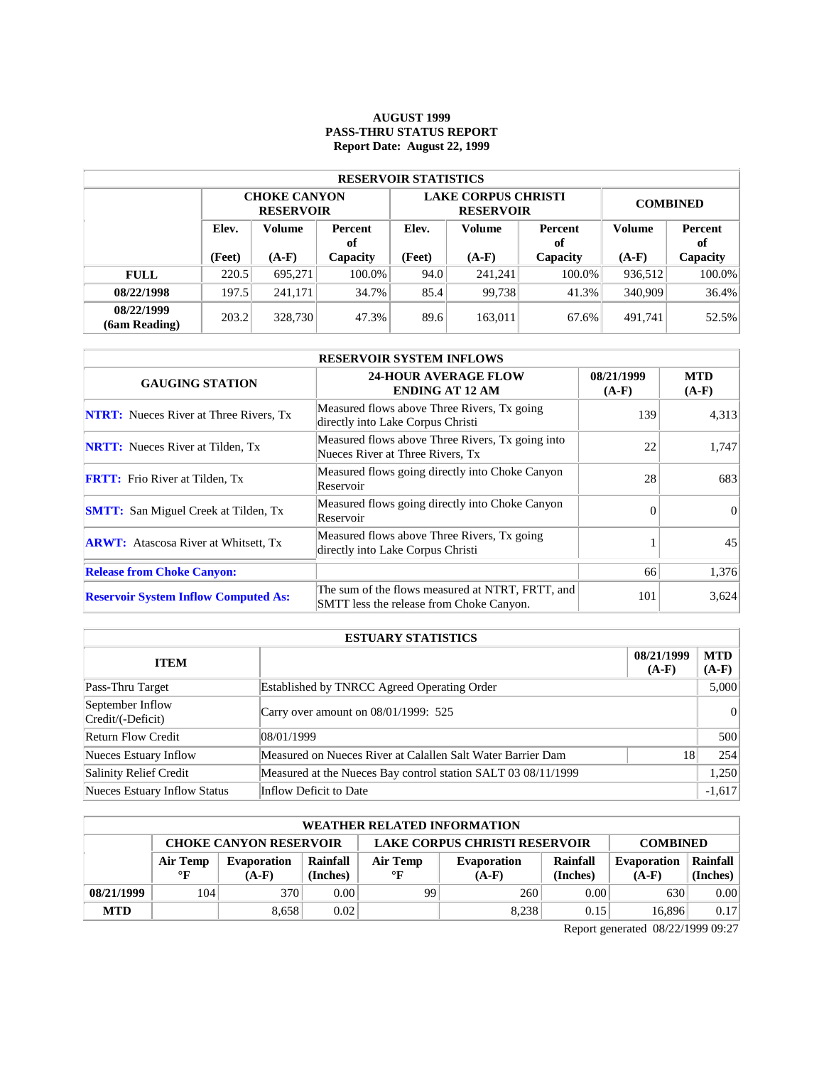# AUGUST 1999
# PASS-THRU STATUS REPORT
## Report Date: August 22, 1999

| RESERVOIR STATISTICS | | | | | | | | |
|---|---|---|---|---|---|---|---|---|
| | CHOKE CANYON RESERVOIR | | | LAKE CORPUS CHRISTI RESERVOIR | | | COMBINED | |
| | Elev. (Feet) | Volume (A-F) | Percent of Capacity | Elev. (Feet) | Volume (A-F) | Percent of Capacity | Volume (A-F) | Percent of Capacity |
| **FULL** | 220.5 | 695,271 | 100.0% | 94.0 | 241,241 | 100.0% | 936,512 | 100.0% |
| **08/22/1998** | 197.5 | 241,171 | 34.7% | 85.4 | 99,738 | 41.3% | 340,909 | 36.4% |
| **08/22/1999 (6am Reading)** | 203.2 | 328,730 | 47.3% | 89.6 | 163,011 | 67.6% | 491,741 | 52.5% |

| RESERVOIR SYSTEM INFLOWS | | | |
|---|---|---|---|
| **GAUGING STATION** | **24-HOUR AVERAGE FLOW ENDING AT 12 AM** | **08/21/1999 (A-F)** | **MTD (A-F)** |
| **NTRT:** Nueces River at Three Rivers, Tx | Measured flows above Three Rivers, Tx going directly into Lake Corpus Christi | 139 | 4,313 |
| **NRTT:** Nueces River at Tilden, Tx | Measured flows above Three Rivers, Tx going into Nueces River at Three Rivers, Tx | 22 | 1,747 |
| **FRTT:** Frio River at Tilden, Tx | Measured flows going directly into Choke Canyon Reservoir | 28 | 683 |
| **SMTT:** San Miguel Creek at Tilden, Tx | Measured flows going directly into Choke Canyon Reservoir | 0 | 0 |
| **ARWT:** Atascosa River at Whitsett, Tx | Measured flows above Three Rivers, Tx going directly into Lake Corpus Christi | 1 | 45 |
| **Release from Choke Canyon:** | | 66 | 1,376 |
| **Reservoir System Inflow Computed As:** | The sum of the flows measured at NTRT, FRTT, and SMTT less the release from Choke Canyon. | 101 | 3,624 |

| ESTUARY STATISTICS | | | |
|---|---|---|---|
| **ITEM** | | **08/21/1999 (A-F)** | **MTD (A-F)** |
| Pass-Thru Target | Established by TNRCC Agreed Operating Order | | 5,000 |
| September Inflow Credit/(-Deficit) | Carry over amount on 08/01/1999: 525 | | 0 |
| Return Flow Credit | 08/01/1999 | | 500 |
| Nueces Estuary Inflow | Measured on Nueces River at Calallen Salt Water Barrier Dam | 18 | 254 |
| Salinity Relief Credit | Measured at the Nueces Bay control station SALT 03 08/11/1999 | | 1,250 |
| Nueces Estuary Inflow Status | Inflow Deficit to Date | | -1,617 |

| WEATHER RELATED INFORMATION | | | | | | | | |
|---|---|---|---|---|---|---|---|---|
| | CHOKE CANYON RESERVOIR | | | LAKE CORPUS CHRISTI RESERVOIR | | | COMBINED | |
| | Air Temp °F | Evaporation (A-F) | Rainfall (Inches) | Air Temp °F | Evaporation (A-F) | Rainfall (Inches) | Evaporation (A-F) | Rainfall (Inches) |
| **08/21/1999** | 104 | 370 | 0.00 | 99 | 260 | 0.00 | 630 | 0.00 |
| **MTD** | | 8,658 | 0.02 | | 8,238 | 0.15 | 16,896 | 0.17 |

Report generated 08/22/1999 09:27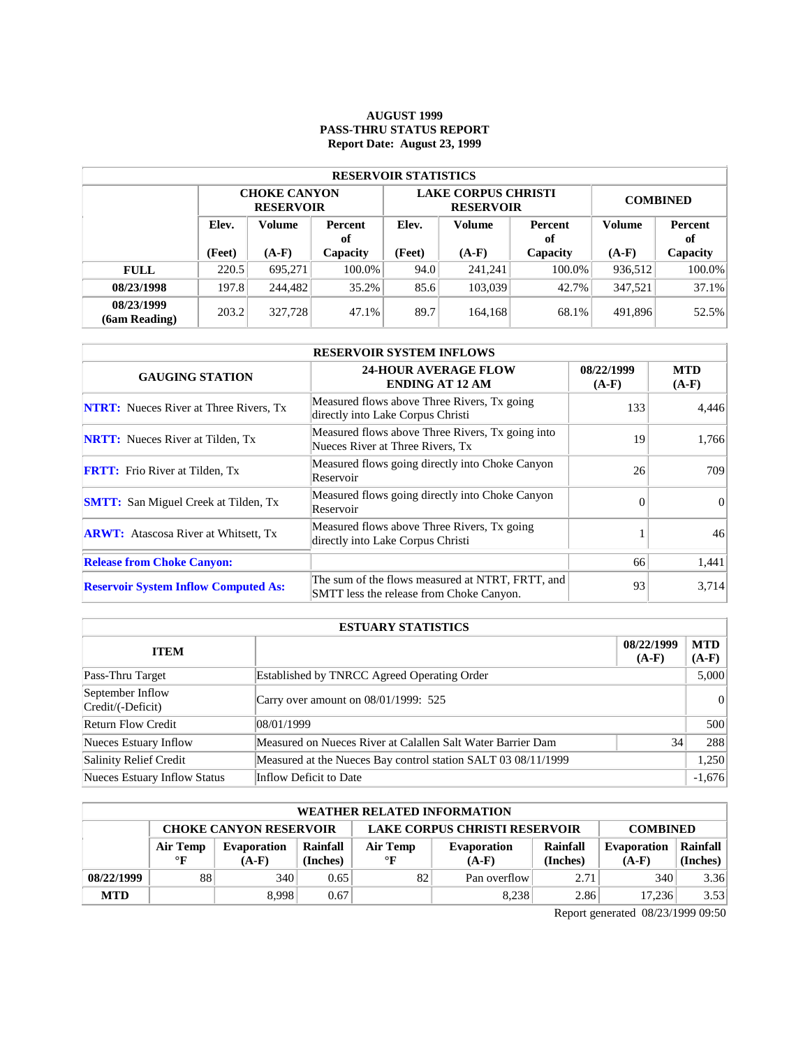**AUGUST 1999**
**PASS-THRU STATUS REPORT**
**Report Date: August 23, 1999**

| RESERVOIR STATISTICS | | | | | | | | |
|---|---|---|---|---|---|---|---|---|
| | CHOKE CANYON RESERVOIR | | | LAKE CORPUS CHRISTI RESERVOIR | | | COMBINED | |
| | Elev. (Feet) | Volume (A-F) | Percent of Capacity | Elev. (Feet) | Volume (A-F) | Percent of Capacity | Volume (A-F) | Percent of Capacity |
| **FULL** | 220.5 | 695,271 | 100.0% | 94.0 | 241,241 | 100.0% | 936,512 | 100.0% |
| **08/23/1998** | 197.8 | 244,482 | 35.2% | 85.6 | 103,039 | 42.7% | 347,521 | 37.1% |
| **08/23/1999 (6am Reading)** | 203.2 | 327,728 | 47.1% | 89.7 | 164,168 | 68.1% | 491,896 | 52.5% |

| RESERVOIR SYSTEM INFLOWS | | | |
|---|---|---|---|
| GAUGING STATION | 24-HOUR AVERAGE FLOW ENDING AT 12 AM | 08/22/1999 (A-F) | MTD (A-F) |
| **NTRT:** Nueces River at Three Rivers, Tx | Measured flows above Three Rivers, Tx going directly into Lake Corpus Christi | 133 | 4,446 |
| **NRTT:** Nueces River at Tilden, Tx | Measured flows above Three Rivers, Tx going into Nueces River at Three Rivers, Tx | 19 | 1,766 |
| **FRTT:** Frio River at Tilden, Tx | Measured flows going directly into Choke Canyon Reservoir | 26 | 709 |
| **SMTT:** San Miguel Creek at Tilden, Tx | Measured flows going directly into Choke Canyon Reservoir | 0 | 0 |
| **ARWT:** Atascosa River at Whitsett, Tx | Measured flows above Three Rivers, Tx going directly into Lake Corpus Christi | 1 | 46 |
| **Release from Choke Canyon:** | | 66 | 1,441 |
| **Reservoir System Inflow Computed As:** | The sum of the flows measured at NTRT, FRTT, and SMTT less the release from Choke Canyon. | 93 | 3,714 |

| ESTUARY STATISTICS | | | |
|---|---|---|---|
| ITEM | | 08/22/1999 (A-F) | MTD (A-F) |
| Pass-Thru Target | Established by TNRCC Agreed Operating Order | | 5,000 |
| September Inflow Credit/(-Deficit) | Carry over amount on 08/01/1999: 525 | | 0 |
| Return Flow Credit | 08/01/1999 | | 500 |
| Nueces Estuary Inflow | Measured on Nueces River at Calallen Salt Water Barrier Dam | 34 | 288 |
| Salinity Relief Credit | Measured at the Nueces Bay control station SALT 03 08/11/1999 | | 1,250 |
| Nueces Estuary Inflow Status | Inflow Deficit to Date | | -1,676 |

| WEATHER RELATED INFORMATION | | | | | | | | |
|---|---|---|---|---|---|---|---|---|
| | CHOKE CANYON RESERVOIR | | | LAKE CORPUS CHRISTI RESERVOIR | | | COMBINED | |
| | Air Temp °F | Evaporation (A-F) | Rainfall (Inches) | Air Temp °F | Evaporation (A-F) | Rainfall (Inches) | Evaporation (A-F) | Rainfall (Inches) |
| **08/22/1999** | 88 | 340 | 0.65 | 82 | Pan overflow | 2.71 | 340 | 3.36 |
| **MTD** | | 8,998 | 0.67 | | 8,238 | 2.86 | 17,236 | 3.53 |

Report generated 08/23/1999 09:50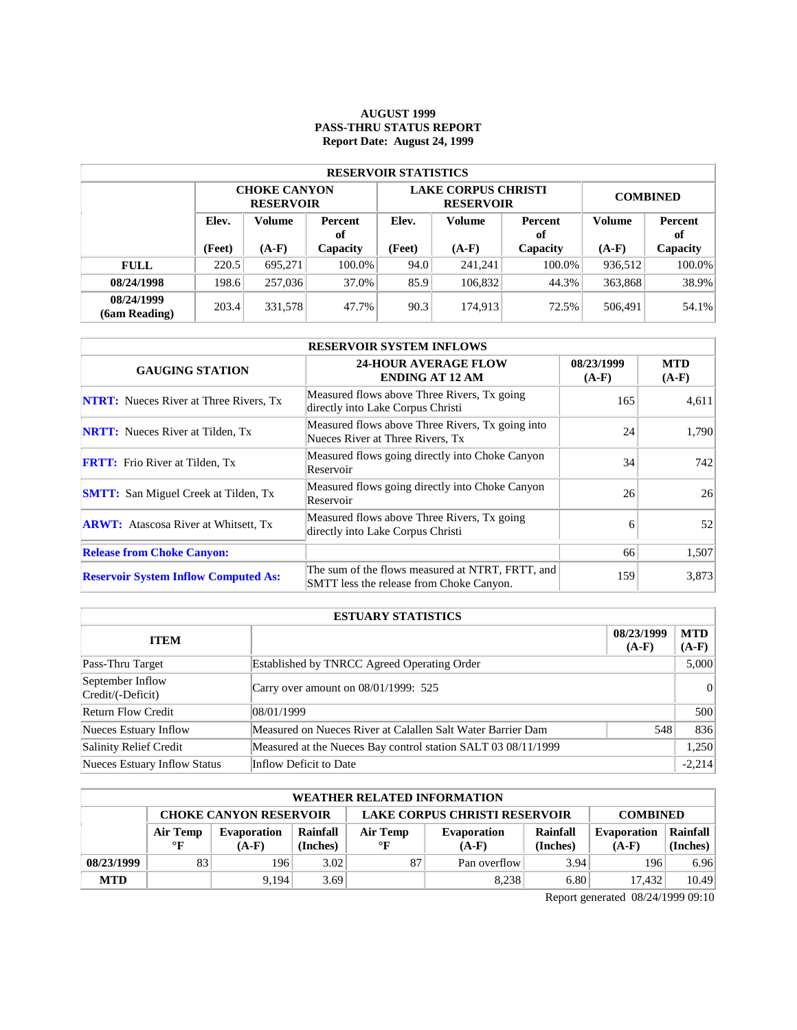# AUGUST 1999
# PASS-THRU STATUS REPORT
## Report Date: August 24, 1999

| RESERVOIR STATISTICS | | | | | | | | |
|---|---|---|---|---|---|---|---|---|
| | CHOKE CANYON RESERVOIR | | | LAKE CORPUS CHRISTI RESERVOIR | | | COMBINED | |
| | Elev. (Feet) | Volume (A-F) | Percent of Capacity | Elev. (Feet) | Volume (A-F) | Percent of Capacity | Volume (A-F) | Percent of Capacity |
| **FULL** | 220.5 | 695,271 | 100.0% | 94.0 | 241,241 | 100.0% | 936,512 | 100.0% |
| **08/24/1998** | 198.6 | 257,036 | 37.0% | 85.9 | 106,832 | 44.3% | 363,868 | 38.9% |
| **08/24/1999 (6am Reading)** | 203.4 | 331,578 | 47.7% | 90.3 | 174,913 | 72.5% | 506,491 | 54.1% |

| RESERVOIR SYSTEM INFLOWS | | | |
|---|---|---|---|
| **GAUGING STATION** | **24-HOUR AVERAGE FLOW ENDING AT 12 AM** | **08/23/1999 (A-F)** | **MTD (A-F)** |
| **NTRT:** Nueces River at Three Rivers, Tx | Measured flows above Three Rivers, Tx going directly into Lake Corpus Christi | 165 | 4,611 |
| **NRTT:** Nueces River at Tilden, Tx | Measured flows above Three Rivers, Tx going into Nueces River at Three Rivers, Tx | 24 | 1,790 |
| **FRTT:** Frio River at Tilden, Tx | Measured flows going directly into Choke Canyon Reservoir | 34 | 742 |
| **SMTT:** San Miguel Creek at Tilden, Tx | Measured flows going directly into Choke Canyon Reservoir | 26 | 26 |
| **ARWT:** Atascosa River at Whitsett, Tx | Measured flows above Three Rivers, Tx going directly into Lake Corpus Christi | 6 | 52 |
| **Release from Choke Canyon:** | | 66 | 1,507 |
| **Reservoir System Inflow Computed As:** | The sum of the flows measured at NTRT, FRTT, and SMTT less the release from Choke Canyon. | 159 | 3,873 |

| ESTUARY STATISTICS | | | |
|---|---|---|---|
| **ITEM** | | **08/23/1999 (A-F)** | **MTD (A-F)** |
| Pass-Thru Target | Established by TNRCC Agreed Operating Order | | 5,000 |
| September Inflow Credit/(-Deficit) | Carry over amount on 08/01/1999: 525 | | 0 |
| Return Flow Credit | 08/01/1999 | | 500 |
| Nueces Estuary Inflow | Measured on Nueces River at Calallen Salt Water Barrier Dam | 548 | 836 |
| Salinity Relief Credit | Measured at the Nueces Bay control station SALT 03 08/11/1999 | | 1,250 |
| Nueces Estuary Inflow Status | Inflow Deficit to Date | | -2,214 |

| WEATHER RELATED INFORMATION | | | | | | | | |
|---|---|---|---|---|---|---|---|---|
| | CHOKE CANYON RESERVOIR | | | LAKE CORPUS CHRISTI RESERVOIR | | | COMBINED | |
| | Air Temp °F | Evaporation (A-F) | Rainfall (Inches) | Air Temp °F | Evaporation (A-F) | Rainfall (Inches) | Evaporation (A-F) | Rainfall (Inches) |
| **08/23/1999** | 83 | 196 | 3.02 | 87 | Pan overflow | 3.94 | 196 | 6.96 |
| **MTD** | | 9,194 | 3.69 | | 8,238 | 6.80 | 17,432 | 10.49 |

Report generated 08/24/1999 09:10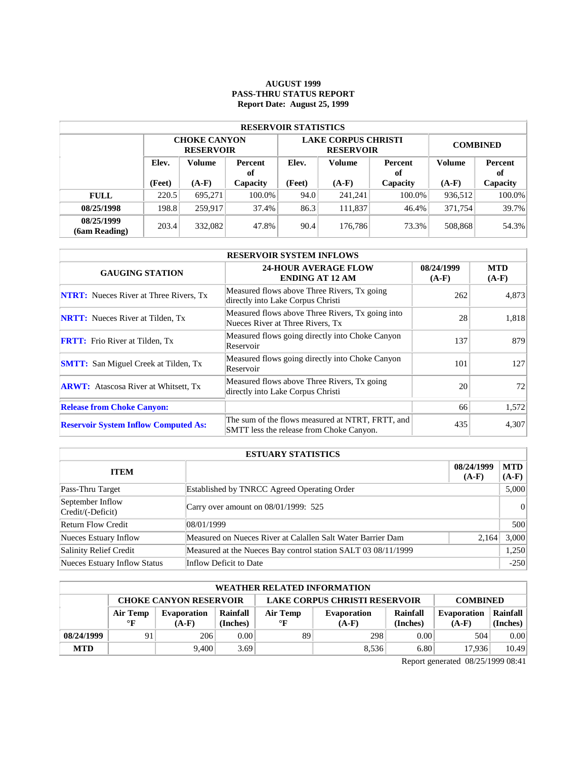# AUGUST 1999
## PASS-THRU STATUS REPORT
### Report Date: August 25, 1999

| RESERVOIR STATISTICS | | | | | | | | |
|---|---|---|---|---|---|---|---|---|
| | CHOKE CANYON RESERVOIR | | | LAKE CORPUS CHRISTI RESERVOIR | | | COMBINED | |
| | Elev. (Feet) | Volume (A-F) | Percent of Capacity | Elev. (Feet) | Volume (A-F) | Percent of Capacity | Volume (A-F) | Percent of Capacity |
| **FULL** | 220.5 | 695,271 | 100.0% | 94.0 | 241,241 | 100.0% | 936,512 | 100.0% |
| **08/25/1998** | 198.8 | 259,917 | 37.4% | 86.3 | 111,837 | 46.4% | 371,754 | 39.7% |
| **08/25/1999 (6am Reading)** | 203.4 | 332,082 | 47.8% | 90.4 | 176,786 | 73.3% | 508,868 | 54.3% |

| RESERVOIR SYSTEM INFLOWS | | | |
|---|---|---|---|
| GAUGING STATION | 24-HOUR AVERAGE FLOW ENDING AT 12 AM | 08/24/1999 (A-F) | MTD (A-F) |
| **NTRT:** Nueces River at Three Rivers, Tx | Measured flows above Three Rivers, Tx going directly into Lake Corpus Christi | 262 | 4,873 |
| **NRTT:** Nueces River at Tilden, Tx | Measured flows above Three Rivers, Tx going into Nueces River at Three Rivers, Tx | 28 | 1,818 |
| **FRTT:** Frio River at Tilden, Tx | Measured flows going directly into Choke Canyon Reservoir | 137 | 879 |
| **SMTT:** San Miguel Creek at Tilden, Tx | Measured flows going directly into Choke Canyon Reservoir | 101 | 127 |
| **ARWT:** Atascosa River at Whitsett, Tx | Measured flows above Three Rivers, Tx going directly into Lake Corpus Christi | 20 | 72 |
| **Release from Choke Canyon:** | | 66 | 1,572 |
| **Reservoir System Inflow Computed As:** | The sum of the flows measured at NTRT, FRTT, and SMTT less the release from Choke Canyon. | 435 | 4,307 |

| ESTUARY STATISTICS | | | |
|---|---|---|---|
| ITEM | | 08/24/1999 (A-F) | MTD (A-F) |
| Pass-Thru Target | Established by TNRCC Agreed Operating Order | | 5,000 |
| September Inflow Credit/(-Deficit) | Carry over amount on 08/01/1999: 525 | | 0 |
| Return Flow Credit | 08/01/1999 | | 500 |
| Nueces Estuary Inflow | Measured on Nueces River at Calallen Salt Water Barrier Dam | 2,164 | 3,000 |
| Salinity Relief Credit | Measured at the Nueces Bay control station SALT 03 08/11/1999 | | 1,250 |
| Nueces Estuary Inflow Status | Inflow Deficit to Date | | -250 |

| WEATHER RELATED INFORMATION | | | | | | | | |
|---|---|---|---|---|---|---|---|---|
| | CHOKE CANYON RESERVOIR | | | LAKE CORPUS CHRISTI RESERVOIR | | | COMBINED | |
| | Air Temp °F | Evaporation (A-F) | Rainfall (Inches) | Air Temp °F | Evaporation (A-F) | Rainfall (Inches) | Evaporation (A-F) | Rainfall (Inches) |
| **08/24/1999** | 91 | 206 | 0.00 | 89 | 298 | 0.00 | 504 | 0.00 |
| **MTD** | | 9,400 | 3.69 | | 8,536 | 6.80 | 17,936 | 10.49 |

Report generated 08/25/1999 08:41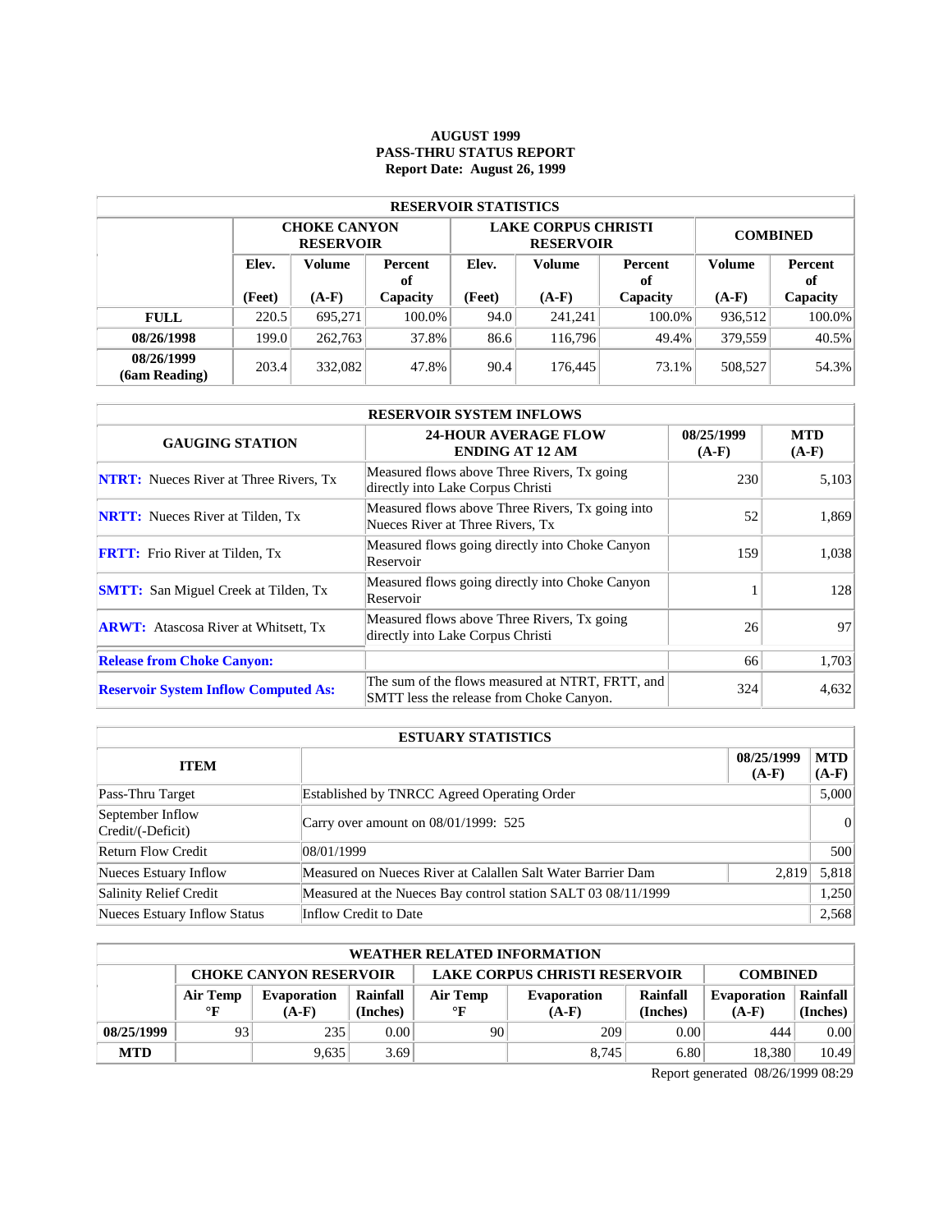# AUGUST 1999
# PASS-THRU STATUS REPORT
**Report Date: August 26, 1999**

| RESERVOIR STATISTICS | | | | | | | | |
|---|---|---|---|---|---|---|---|---|
| | CHOKE CANYON RESERVOIR | | | LAKE CORPUS CHRISTI RESERVOIR | | | COMBINED | |
| | Elev. (Feet) | Volume (A-F) | Percent of Capacity | Elev. (Feet) | Volume (A-F) | Percent of Capacity | Volume (A-F) | Percent of Capacity |
| FULL | 220.5 | 695,271 | 100.0% | 94.0 | 241,241 | 100.0% | 936,512 | 100.0% |
| 08/26/1998 | 199.0 | 262,763 | 37.8% | 86.6 | 116,796 | 49.4% | 379,559 | 40.5% |
| 08/26/1999 (6am Reading) | 203.4 | 332,082 | 47.8% | 90.4 | 176,445 | 73.1% | 508,527 | 54.3% |

| RESERVOIR SYSTEM INFLOWS | | | |
|---|---|---|---|
| GAUGING STATION | 24-HOUR AVERAGE FLOW ENDING AT 12 AM | 08/25/1999 (A-F) | MTD (A-F) |
| **NTRT:** Nueces River at Three Rivers, Tx | Measured flows above Three Rivers, Tx going directly into Lake Corpus Christi | 230 | 5,103 |
| **NRTT:** Nueces River at Tilden, Tx | Measured flows above Three Rivers, Tx going into Nueces River at Three Rivers, Tx | 52 | 1,869 |
| **FRTT:** Frio River at Tilden, Tx | Measured flows going directly into Choke Canyon Reservoir | 159 | 1,038 |
| **SMTT:** San Miguel Creek at Tilden, Tx | Measured flows going directly into Choke Canyon Reservoir | 1 | 128 |
| **ARWT:** Atascosa River at Whitsett, Tx | Measured flows above Three Rivers, Tx going directly into Lake Corpus Christi | 26 | 97 |
| **Release from Choke Canyon:** | | 66 | 1,703 |
| **Reservoir System Inflow Computed As:** | The sum of the flows measured at NTRT, FRTT, and SMTT less the release from Choke Canyon. | 324 | 4,632 |

| ESTUARY STATISTICS | | | |
|---|---|---|---|
| ITEM | | 08/25/1999 (A-F) | MTD (A-F) |
| Pass-Thru Target | Established by TNRCC Agreed Operating Order | | 5,000 |
| September Inflow Credit/(-Deficit) | Carry over amount on 08/01/1999: 525 | | 0 |
| Return Flow Credit | 08/01/1999 | | 500 |
| Nueces Estuary Inflow | Measured on Nueces River at Calallen Salt Water Barrier Dam | 2,819 | 5,818 |
| Salinity Relief Credit | Measured at the Nueces Bay control station SALT 03 08/11/1999 | | 1,250 |
| Nueces Estuary Inflow Status | Inflow Credit to Date | | 2,568 |

| WEATHER RELATED INFORMATION | | | | | | | | |
|---|---|---|---|---|---|---|---|---|
| | CHOKE CANYON RESERVOIR | | | LAKE CORPUS CHRISTI RESERVOIR | | | COMBINED | |
| | Air Temp °F | Evaporation (A-F) | Rainfall (Inches) | Air Temp °F | Evaporation (A-F) | Rainfall (Inches) | Evaporation (A-F) | Rainfall (Inches) |
| 08/25/1999 | 93 | 235 | 0.00 | 90 | 209 | 0.00 | 444 | 0.00 |
| MTD | | 9,635 | 3.69 | | 8,745 | 6.80 | 18,380 | 10.49 |

Report generated 08/26/1999 08:29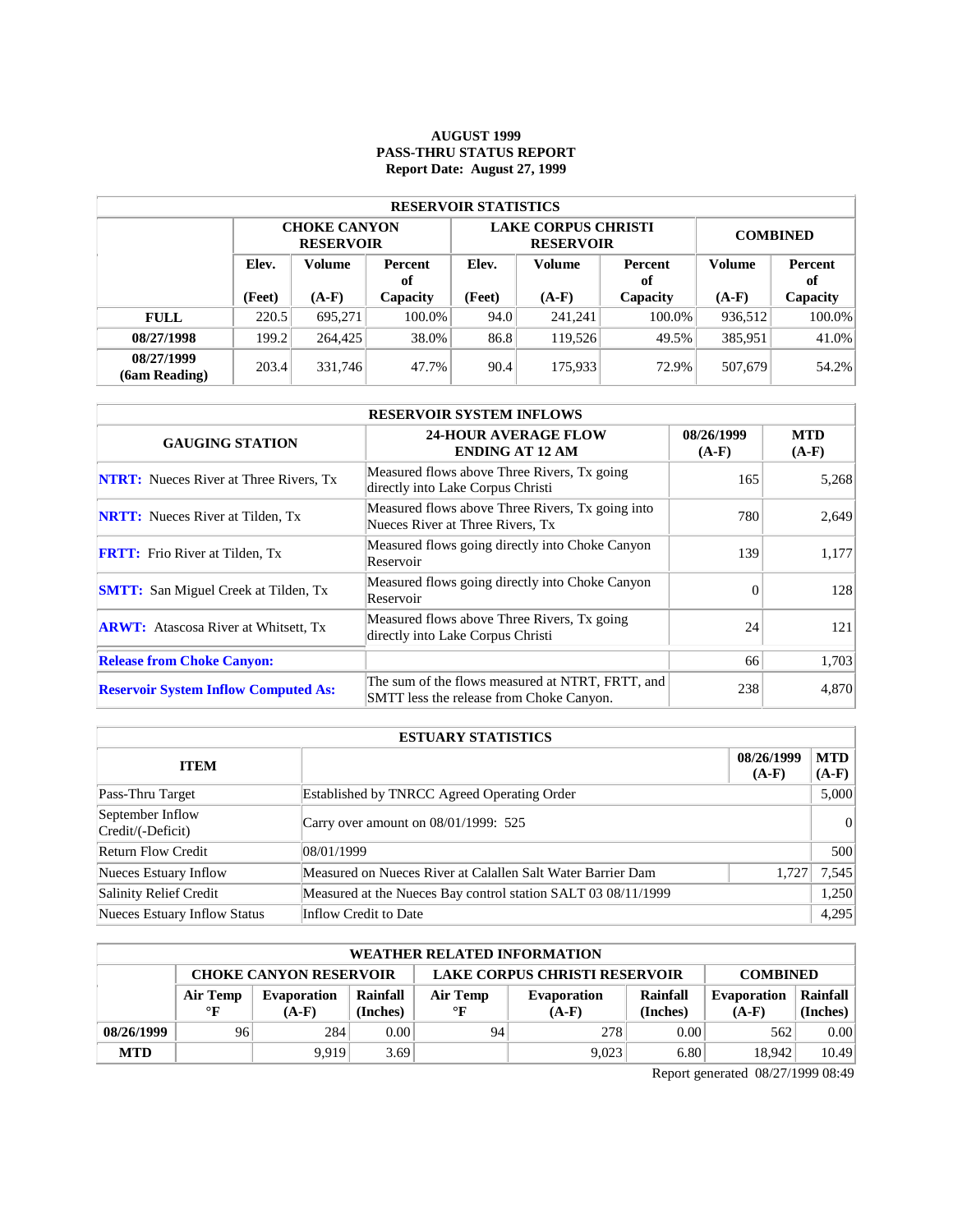**AUGUST 1999**
**PASS-THRU STATUS REPORT**
**Report Date: August 27, 1999**

| RESERVOIR STATISTICS | | | | | | | | |
|---|---|---|---|---|---|---|---|---|
| | CHOKE CANYON RESERVOIR | | | LAKE CORPUS CHRISTI RESERVOIR | | | COMBINED | |
| | Elev. (Feet) | Volume (A-F) | Percent of Capacity | Elev. (Feet) | Volume (A-F) | Percent of Capacity | Volume (A-F) | Percent of Capacity |
| **FULL** | 220.5 | 695,271 | 100.0% | 94.0 | 241,241 | 100.0% | 936,512 | 100.0% |
| **08/27/1998** | 199.2 | 264,425 | 38.0% | 86.8 | 119,526 | 49.5% | 385,951 | 41.0% |
| **08/27/1999 (6am Reading)** | 203.4 | 331,746 | 47.7% | 90.4 | 175,933 | 72.9% | 507,679 | 54.2% |

| RESERVOIR SYSTEM INFLOWS | | | |
|---|---|---|---|
| GAUGING STATION | 24-HOUR AVERAGE FLOW ENDING AT 12 AM | 08/26/1999 (A-F) | MTD (A-F) |
| **NTRT:** Nueces River at Three Rivers, Tx | Measured flows above Three Rivers, Tx going directly into Lake Corpus Christi | 165 | 5,268 |
| **NRTT:** Nueces River at Tilden, Tx | Measured flows above Three Rivers, Tx going into Nueces River at Three Rivers, Tx | 780 | 2,649 |
| **FRTT:** Frio River at Tilden, Tx | Measured flows going directly into Choke Canyon Reservoir | 139 | 1,177 |
| **SMTT:** San Miguel Creek at Tilden, Tx | Measured flows going directly into Choke Canyon Reservoir | 0 | 128 |
| **ARWT:** Atascosa River at Whitsett, Tx | Measured flows above Three Rivers, Tx going directly into Lake Corpus Christi | 24 | 121 |
| **Release from Choke Canyon:** | | 66 | 1,703 |
| **Reservoir System Inflow Computed As:** | The sum of the flows measured at NTRT, FRTT, and SMTT less the release from Choke Canyon. | 238 | 4,870 |

| ESTUARY STATISTICS | | | |
|---|---|---|---|
| ITEM | | 08/26/1999 (A-F) | MTD (A-F) |
| Pass-Thru Target | Established by TNRCC Agreed Operating Order | | 5,000 |
| September Inflow Credit/(-Deficit) | Carry over amount on 08/01/1999: 525 | | 0 |
| Return Flow Credit | 08/01/1999 | | 500 |
| Nueces Estuary Inflow | Measured on Nueces River at Calallen Salt Water Barrier Dam | 1,727 | 7,545 |
| Salinity Relief Credit | Measured at the Nueces Bay control station SALT 03 08/11/1999 | | 1,250 |
| Nueces Estuary Inflow Status | Inflow Credit to Date | | 4,295 |

| WEATHER RELATED INFORMATION | | | | | | | | |
|---|---|---|---|---|---|---|---|---|
| | CHOKE CANYON RESERVOIR | | | LAKE CORPUS CHRISTI RESERVOIR | | | COMBINED | |
| | Air Temp °F | Evaporation (A-F) | Rainfall (Inches) | Air Temp °F | Evaporation (A-F) | Rainfall (Inches) | Evaporation (A-F) | Rainfall (Inches) |
| **08/26/1999** | 96 | 284 | 0.00 | 94 | 278 | 0.00 | 562 | 0.00 |
| **MTD** | | 9,919 | 3.69 | | 9,023 | 6.80 | 18,942 | 10.49 |

Report generated 08/27/1999 08:49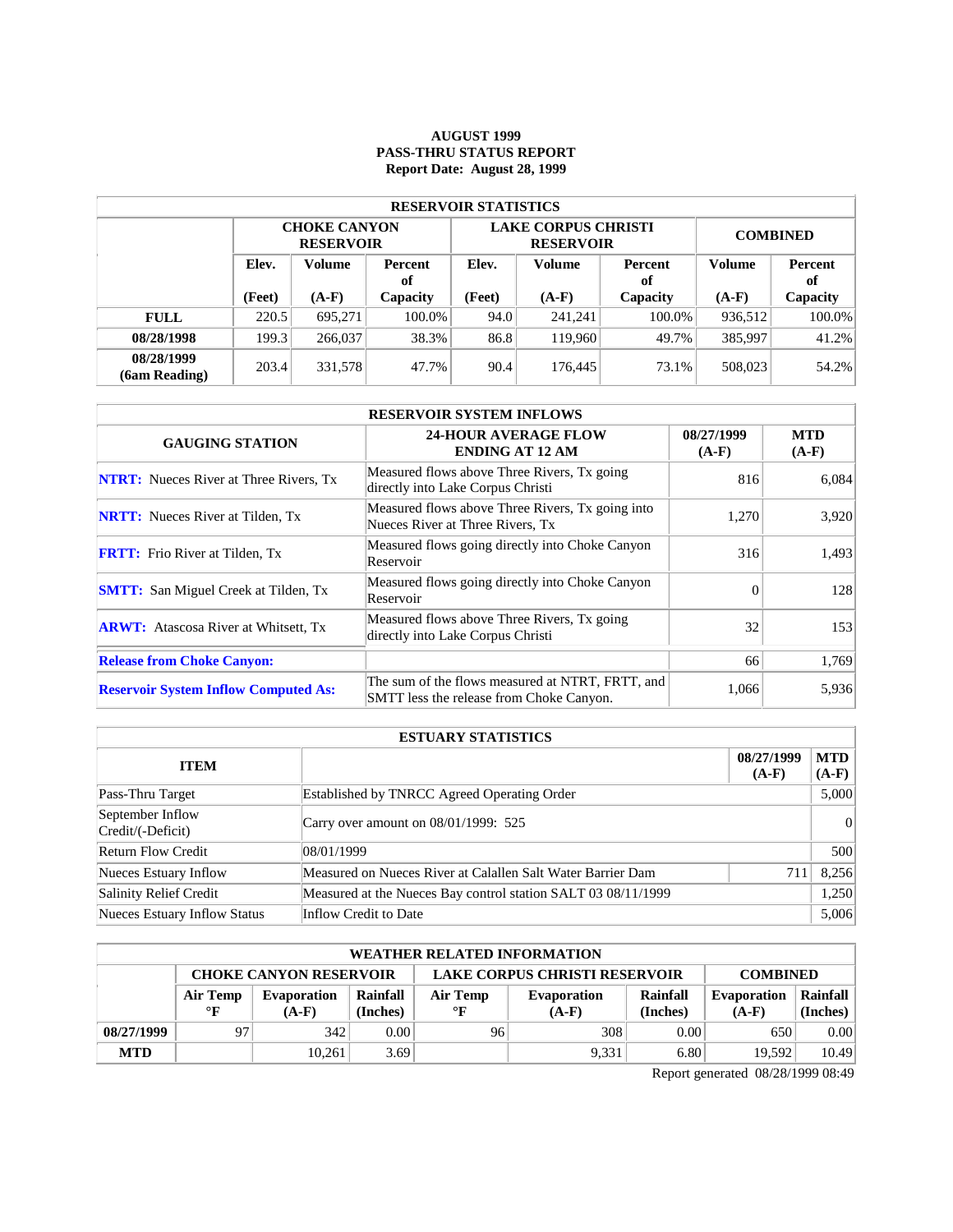**AUGUST 1999**
**PASS-THRU STATUS REPORT**
**Report Date: August 28, 1999**

| RESERVOIR STATISTICS | | | | | | | | |
|---|---|---|---|---|---|---|---|---|
| | CHOKE CANYON RESERVOIR | | | LAKE CORPUS CHRISTI RESERVOIR | | | COMBINED | |
| | Elev. (Feet) | Volume (A-F) | Percent of Capacity | Elev. (Feet) | Volume (A-F) | Percent of Capacity | Volume (A-F) | Percent of Capacity |
| **FULL** | 220.5 | 695,271 | 100.0% | 94.0 | 241,241 | 100.0% | 936,512 | 100.0% |
| **08/28/1998** | 199.3 | 266,037 | 38.3% | 86.8 | 119,960 | 49.7% | 385,997 | 41.2% |
| **08/28/1999 (6am Reading)** | 203.4 | 331,578 | 47.7% | 90.4 | 176,445 | 73.1% | 508,023 | 54.2% |

| RESERVOIR SYSTEM INFLOWS | | | |
|---|---|---|---|
| **GAUGING STATION** | **24-HOUR AVERAGE FLOW ENDING AT 12 AM** | **08/27/1999 (A-F)** | **MTD (A-F)** |
| **NTRT:** Nueces River at Three Rivers, Tx | Measured flows above Three Rivers, Tx going directly into Lake Corpus Christi | 816 | 6,084 |
| **NRTT:** Nueces River at Tilden, Tx | Measured flows above Three Rivers, Tx going into Nueces River at Three Rivers, Tx | 1,270 | 3,920 |
| **FRTT:** Frio River at Tilden, Tx | Measured flows going directly into Choke Canyon Reservoir | 316 | 1,493 |
| **SMTT:** San Miguel Creek at Tilden, Tx | Measured flows going directly into Choke Canyon Reservoir | 0 | 128 |
| **ARWT:** Atascosa River at Whitsett, Tx | Measured flows above Three Rivers, Tx going directly into Lake Corpus Christi | 32 | 153 |
| **Release from Choke Canyon:** | | 66 | 1,769 |
| **Reservoir System Inflow Computed As:** | The sum of the flows measured at NTRT, FRTT, and SMTT less the release from Choke Canyon. | 1,066 | 5,936 |

| ESTUARY STATISTICS | | | |
|---|---|---|---|
| **ITEM** | | **08/27/1999 (A-F)** | **MTD (A-F)** |
| Pass-Thru Target | Established by TNRCC Agreed Operating Order | | 5,000 |
| September Inflow Credit/(-Deficit) | Carry over amount on 08/01/1999: 525 | | 0 |
| Return Flow Credit | 08/01/1999 | | 500 |
| Nueces Estuary Inflow | Measured on Nueces River at Calallen Salt Water Barrier Dam | 711 | 8,256 |
| Salinity Relief Credit | Measured at the Nueces Bay control station SALT 03 08/11/1999 | | 1,250 |
| Nueces Estuary Inflow Status | Inflow Credit to Date | | 5,006 |

| WEATHER RELATED INFORMATION | | | | | | | | |
|---|---|---|---|---|---|---|---|---|
| | CHOKE CANYON RESERVOIR | | | LAKE CORPUS CHRISTI RESERVOIR | | | COMBINED | |
| | Air Temp °F | Evaporation (A-F) | Rainfall (Inches) | Air Temp °F | Evaporation (A-F) | Rainfall (Inches) | Evaporation (A-F) | Rainfall (Inches) |
| **08/27/1999** | 97 | 342 | 0.00 | 96 | 308 | 0.00 | 650 | 0.00 |
| **MTD** | | 10,261 | 3.69 | | 9,331 | 6.80 | 19,592 | 10.49 |

Report generated 08/28/1999 08:49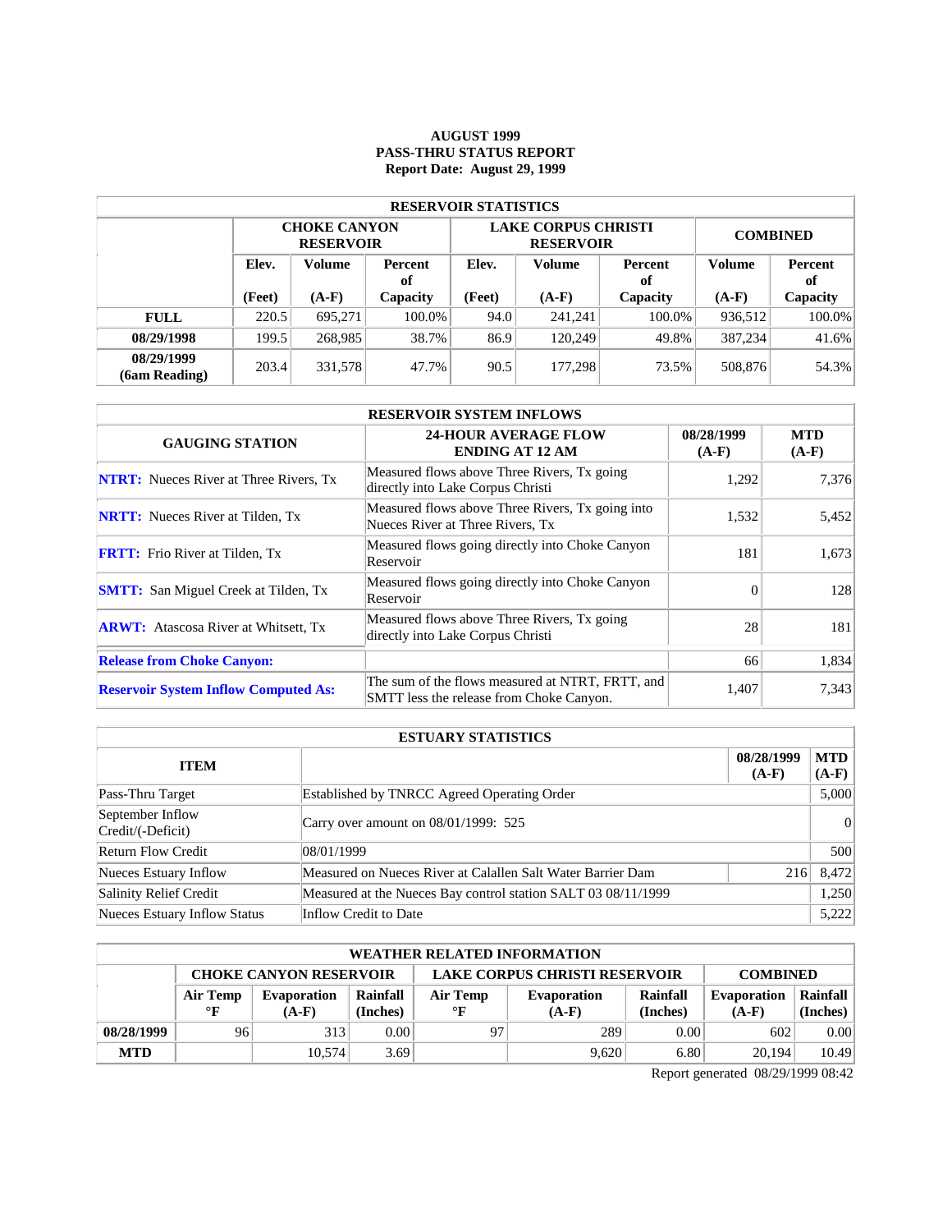**AUGUST 1999**
**PASS-THRU STATUS REPORT**
**Report Date: August 29, 1999**

| RESERVOIR STATISTICS | | | | | | | | |
|---|---|---|---|---|---|---|---|---|
| | CHOKE CANYON RESERVOIR | | | LAKE CORPUS CHRISTI RESERVOIR | | | COMBINED | |
| | Elev. (Feet) | Volume (A-F) | Percent of Capacity | Elev. (Feet) | Volume (A-F) | Percent of Capacity | Volume (A-F) | Percent of Capacity |
| **FULL** | 220.5 | 695,271 | 100.0% | 94.0 | 241,241 | 100.0% | 936,512 | 100.0% |
| **08/29/1998** | 199.5 | 268,985 | 38.7% | 86.9 | 120,249 | 49.8% | 387,234 | 41.6% |
| **08/29/1999 (6am Reading)** | 203.4 | 331,578 | 47.7% | 90.5 | 177,298 | 73.5% | 508,876 | 54.3% |

| RESERVOIR SYSTEM INFLOWS | | | |
|---|---|---|---|
| GAUGING STATION | 24-HOUR AVERAGE FLOW ENDING AT 12 AM | 08/28/1999 (A-F) | MTD (A-F) |
| **NTRT:** Nueces River at Three Rivers, Tx | Measured flows above Three Rivers, Tx going directly into Lake Corpus Christi | 1,292 | 7,376 |
| **NRTT:** Nueces River at Tilden, Tx | Measured flows above Three Rivers, Tx going into Nueces River at Three Rivers, Tx | 1,532 | 5,452 |
| **FRTT:** Frio River at Tilden, Tx | Measured flows going directly into Choke Canyon Reservoir | 181 | 1,673 |
| **SMTT:** San Miguel Creek at Tilden, Tx | Measured flows going directly into Choke Canyon Reservoir | 0 | 128 |
| **ARWT:** Atascosa River at Whitsett, Tx | Measured flows above Three Rivers, Tx going directly into Lake Corpus Christi | 28 | 181 |
| **Release from Choke Canyon:** | | 66 | 1,834 |
| **Reservoir System Inflow Computed As:** | The sum of the flows measured at NTRT, FRTT, and SMTT less the release from Choke Canyon. | 1,407 | 7,343 |

| ESTUARY STATISTICS | | | |
|---|---|---|---|
| ITEM | | 08/28/1999 (A-F) | MTD (A-F) |
| Pass-Thru Target | Established by TNRCC Agreed Operating Order | | 5,000 |
| September Inflow Credit/(-Deficit) | Carry over amount on 08/01/1999: 525 | | 0 |
| Return Flow Credit | 08/01/1999 | | 500 |
| Nueces Estuary Inflow | Measured on Nueces River at Calallen Salt Water Barrier Dam | 216 | 8,472 |
| Salinity Relief Credit | Measured at the Nueces Bay control station SALT 03 08/11/1999 | | 1,250 |
| Nueces Estuary Inflow Status | Inflow Credit to Date | | 5,222 |

| WEATHER RELATED INFORMATION | | | | | | | | |
|---|---|---|---|---|---|---|---|---|
| | CHOKE CANYON RESERVOIR | | | LAKE CORPUS CHRISTI RESERVOIR | | | COMBINED | |
| | Air Temp °F | Evaporation (A-F) | Rainfall (Inches) | Air Temp °F | Evaporation (A-F) | Rainfall (Inches) | Evaporation (A-F) | Rainfall (Inches) |
| **08/28/1999** | 96 | 313 | 0.00 | 97 | 289 | 0.00 | 602 | 0.00 |
| **MTD** | | 10,574 | 3.69 | | 9,620 | 6.80 | 20,194 | 10.49 |

Report generated 08/29/1999 08:42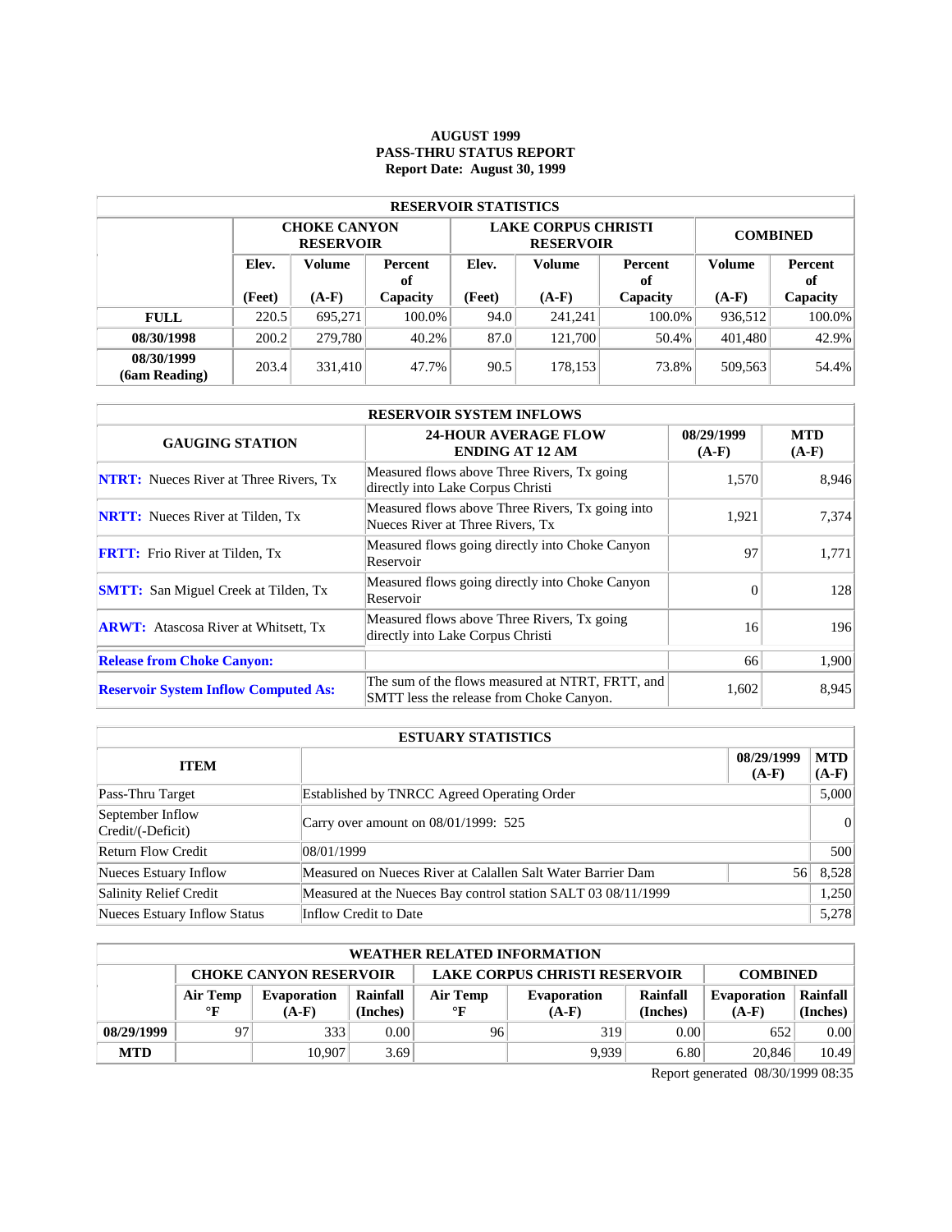# AUGUST 1999
# PASS-THRU STATUS REPORT
## Report Date: August 30, 1999

| RESERVOIR STATISTICS | | | | | | | | |
|---|---|---|---|---|---|---|---|---|
| | CHOKE CANYON RESERVOIR | | | LAKE CORPUS CHRISTI RESERVOIR | | | COMBINED | |
| | Elev. (Feet) | Volume (A-F) | Percent of Capacity | Elev. (Feet) | Volume (A-F) | Percent of Capacity | Volume (A-F) | Percent of Capacity |
| **FULL** | 220.5 | 695,271 | 100.0% | 94.0 | 241,241 | 100.0% | 936,512 | 100.0% |
| **08/30/1998** | 200.2 | 279,780 | 40.2% | 87.0 | 121,700 | 50.4% | 401,480 | 42.9% |
| **08/30/1999 (6am Reading)** | 203.4 | 331,410 | 47.7% | 90.5 | 178,153 | 73.8% | 509,563 | 54.4% |

| RESERVOIR SYSTEM INFLOWS | | | |
|---|---|---|---|
| **GAUGING STATION** | **24-HOUR AVERAGE FLOW ENDING AT 12 AM** | **08/29/1999 (A-F)** | **MTD (A-F)** |
| **NTRT:** Nueces River at Three Rivers, Tx | Measured flows above Three Rivers, Tx going directly into Lake Corpus Christi | 1,570 | 8,946 |
| **NRTT:** Nueces River at Tilden, Tx | Measured flows above Three Rivers, Tx going into Nueces River at Three Rivers, Tx | 1,921 | 7,374 |
| **FRTT:** Frio River at Tilden, Tx | Measured flows going directly into Choke Canyon Reservoir | 97 | 1,771 |
| **SMTT:** San Miguel Creek at Tilden, Tx | Measured flows going directly into Choke Canyon Reservoir | 0 | 128 |
| **ARWT:** Atascosa River at Whitsett, Tx | Measured flows above Three Rivers, Tx going directly into Lake Corpus Christi | 16 | 196 |
| **Release from Choke Canyon:** | | 66 | 1,900 |
| **Reservoir System Inflow Computed As:** | The sum of the flows measured at NTRT, FRTT, and SMTT less the release from Choke Canyon. | 1,602 | 8,945 |

| ESTUARY STATISTICS | | | |
|---|---|---|---|
| **ITEM** | | **08/29/1999 (A-F)** | **MTD (A-F)** |
| Pass-Thru Target | Established by TNRCC Agreed Operating Order | | 5,000 |
| September Inflow Credit/(-Deficit) | Carry over amount on 08/01/1999: 525 | | 0 |
| Return Flow Credit | 08/01/1999 | | 500 |
| Nueces Estuary Inflow | Measured on Nueces River at Calallen Salt Water Barrier Dam | 56 | 8,528 |
| Salinity Relief Credit | Measured at the Nueces Bay control station SALT 03 08/11/1999 | | 1,250 |
| Nueces Estuary Inflow Status | Inflow Credit to Date | | 5,278 |

| WEATHER RELATED INFORMATION | | | | | | | | |
|---|---|---|---|---|---|---|---|---|
| | CHOKE CANYON RESERVOIR | | | LAKE CORPUS CHRISTI RESERVOIR | | | COMBINED | |
| | Air Temp °F | Evaporation (A-F) | Rainfall (Inches) | Air Temp °F | Evaporation (A-F) | Rainfall (Inches) | Evaporation (A-F) | Rainfall (Inches) |
| **08/29/1999** | 97 | 333 | 0.00 | 96 | 319 | 0.00 | 652 | 0.00 |
| **MTD** | | 10,907 | 3.69 | | 9,939 | 6.80 | 20,846 | 10.49 |

Report generated 08/30/1999 08:35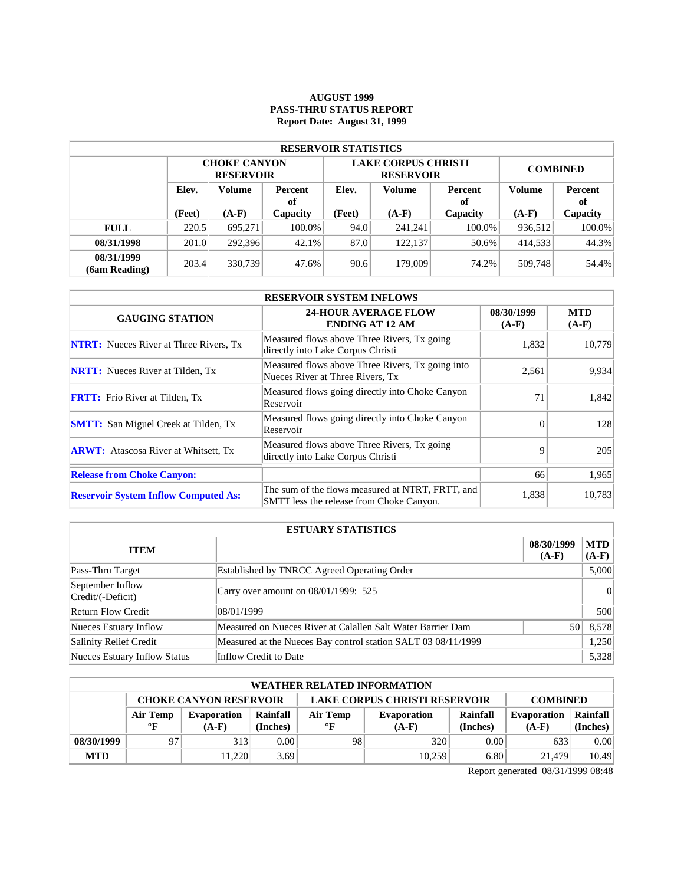**AUGUST 1999**
**PASS-THRU STATUS REPORT**
**Report Date: August 31, 1999**

| RESERVOIR STATISTICS | | | | | | | | |
|---|---|---|---|---|---|---|---|---|
| | CHOKE CANYON RESERVOIR | | | LAKE CORPUS CHRISTI RESERVOIR | | | COMBINED | |
| | Elev. (Feet) | Volume (A-F) | Percent of Capacity | Elev. (Feet) | Volume (A-F) | Percent of Capacity | Volume (A-F) | Percent of Capacity |
| FULL | 220.5 | 695,271 | 100.0% | 94.0 | 241,241 | 100.0% | 936,512 | 100.0% |
| 08/31/1998 | 201.0 | 292,396 | 42.1% | 87.0 | 122,137 | 50.6% | 414,533 | 44.3% |
| 08/31/1999 (6am Reading) | 203.4 | 330,739 | 47.6% | 90.6 | 179,009 | 74.2% | 509,748 | 54.4% |

| RESERVOIR SYSTEM INFLOWS | | | |
|---|---|---|---|
| GAUGING STATION | 24-HOUR AVERAGE FLOW ENDING AT 12 AM | 08/30/1999 (A-F) | MTD (A-F) |
| **NTRT:** Nueces River at Three Rivers, Tx | Measured flows above Three Rivers, Tx going directly into Lake Corpus Christi | 1,832 | 10,779 |
| **NRTT:** Nueces River at Tilden, Tx | Measured flows above Three Rivers, Tx going into Nueces River at Three Rivers, Tx | 2,561 | 9,934 |
| **FRTT:** Frio River at Tilden, Tx | Measured flows going directly into Choke Canyon Reservoir | 71 | 1,842 |
| **SMTT:** San Miguel Creek at Tilden, Tx | Measured flows going directly into Choke Canyon Reservoir | 0 | 128 |
| **ARWT:** Atascosa River at Whitsett, Tx | Measured flows above Three Rivers, Tx going directly into Lake Corpus Christi | 9 | 205 |
| **Release from Choke Canyon:** | | 66 | 1,965 |
| **Reservoir System Inflow Computed As:** | The sum of the flows measured at NTRT, FRTT, and SMTT less the release from Choke Canyon. | 1,838 | 10,783 |

| ESTUARY STATISTICS | | | |
|---|---|---|---|
| ITEM | | 08/30/1999 (A-F) | MTD (A-F) |
| Pass-Thru Target | Established by TNRCC Agreed Operating Order | | 5,000 |
| September Inflow Credit/(-Deficit) | Carry over amount on 08/01/1999: 525 | | 0 |
| Return Flow Credit | 08/01/1999 | | 500 |
| Nueces Estuary Inflow | Measured on Nueces River at Calallen Salt Water Barrier Dam | 50 | 8,578 |
| Salinity Relief Credit | Measured at the Nueces Bay control station SALT 03 08/11/1999 | | 1,250 |
| Nueces Estuary Inflow Status | Inflow Credit to Date | | 5,328 |

| WEATHER RELATED INFORMATION | | | | | | | | |
|---|---|---|---|---|---|---|---|---|
| | CHOKE CANYON RESERVOIR | | | LAKE CORPUS CHRISTI RESERVOIR | | | COMBINED | |
| | Air Temp °F | Evaporation (A-F) | Rainfall (Inches) | Air Temp °F | Evaporation (A-F) | Rainfall (Inches) | Evaporation (A-F) | Rainfall (Inches) |
| 08/30/1999 | 97 | 313 | 0.00 | 98 | 320 | 0.00 | 633 | 0.00 |
| MTD | | 11,220 | 3.69 | | 10,259 | 6.80 | 21,479 | 10.49 |

Report generated 08/31/1999 08:48